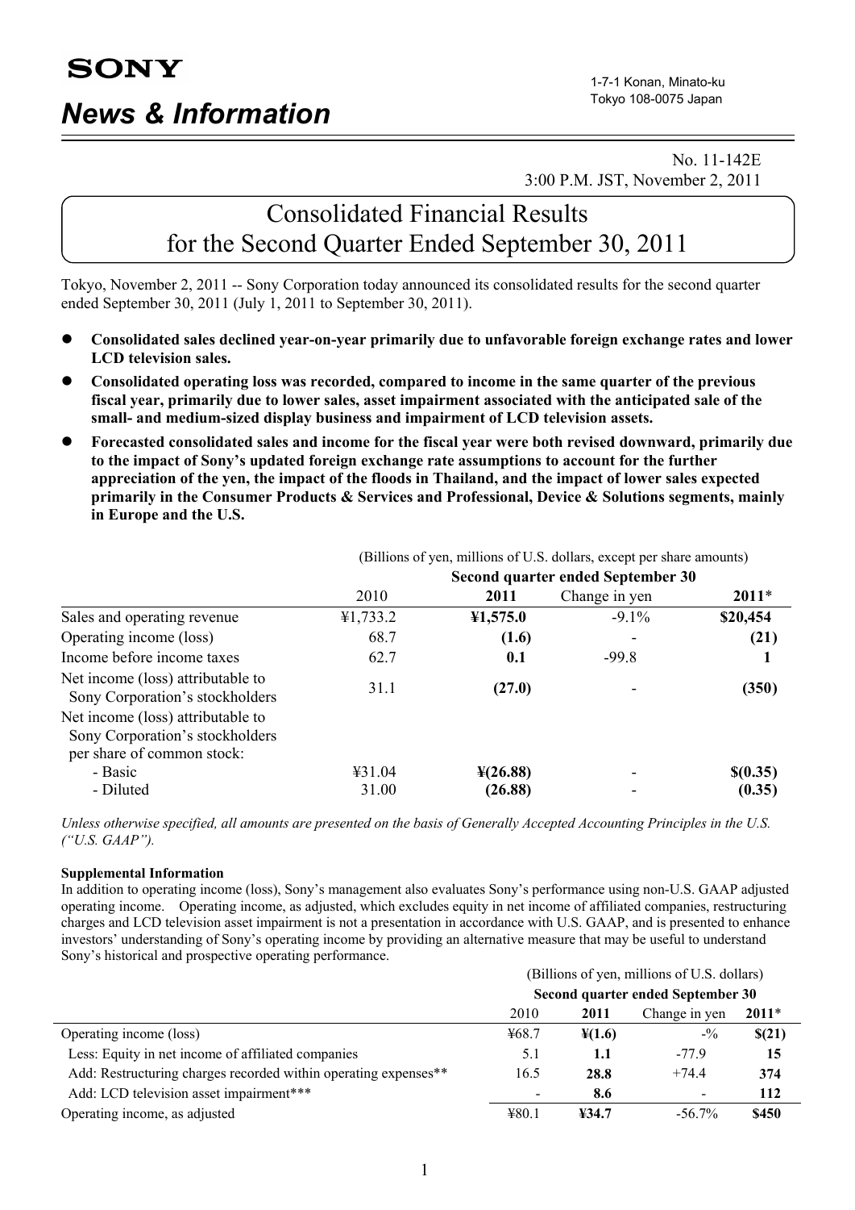# SONY

# News & Information

1-7-1 Konan, Minato-ku
Tokyo 108-0075 Japan

No. 11-142E
3:00 P.M. JST, November 2, 2011

## Consolidated Financial Results for the Second Quarter Ended September 30, 2011

Tokyo, November 2, 2011 -- Sony Corporation today announced its consolidated results for the second quarter ended September 30, 2011 (July 1, 2011 to September 30, 2011).

- **Consolidated sales declined year-on-year primarily due to unfavorable foreign exchange rates and lower LCD television sales.**
- **Consolidated operating loss was recorded, compared to income in the same quarter of the previous fiscal year, primarily due to lower sales, asset impairment associated with the anticipated sale of the small- and medium-sized display business and impairment of LCD television assets.**
- **Forecasted consolidated sales and income for the fiscal year were both revised downward, primarily due to the impact of Sony's updated foreign exchange rate assumptions to account for the further appreciation of the yen, the impact of the floods in Thailand, and the impact of lower sales expected primarily in the Consumer Products & Services and Professional, Device & Solutions segments, mainly in Europe and the U.S.**

(Billions of yen, millions of U.S. dollars, except per share amounts)

| | Second quarter ended September 30 | | | |
|---|---|---|---|---|
| | 2010 | **2011** | Change in yen | **2011***|
| Sales and operating revenue | ¥1,733.2 | **¥1,575.0** | -9.1% | **$20,454** |
| Operating income (loss) | 68.7 | **(1.6)** | - | **(21)** |
| Income before income taxes | 62.7 | **0.1** | -99.8 | **1** |
| Net income (loss) attributable to Sony Corporation's stockholders | 31.1 | **(27.0)** | - | **(350)** |
| Net income (loss) attributable to Sony Corporation's stockholders per share of common stock: | | | | |
| - Basic | ¥31.04 | **¥(26.88)** | - | **$(0.35)** |
| - Diluted | 31.00 | **(26.88)** | - | **(0.35)** |

*Unless otherwise specified, all amounts are presented on the basis of Generally Accepted Accounting Principles in the U.S. ("U.S. GAAP").*

**Supplemental Information**

In addition to operating income (loss), Sony's management also evaluates Sony's performance using non-U.S. GAAP adjusted operating income. Operating income, as adjusted, which excludes equity in net income of affiliated companies, restructuring charges and LCD television asset impairment is not a presentation in accordance with U.S. GAAP, and is presented to enhance investors' understanding of Sony's operating income by providing an alternative measure that may be useful to understand Sony's historical and prospective operating performance.

(Billions of yen, millions of U.S. dollars)

| | Second quarter ended September 30 | | | |
|---|---|---|---|---|
| | 2010 | **2011** | Change in yen | **2011***|
| Operating income (loss) | ¥68.7 | **¥(1.6)** | -% | **$(21)** |
| Less: Equity in net income of affiliated companies | 5.1 | **1.1** | -77.9 | **15** |
| Add: Restructuring charges recorded within operating expenses** | 16.5 | **28.8** | +74.4 | **374** |
| Add: LCD television asset impairment*** | - | **8.6** | - | **112** |
| Operating income, as adjusted | ¥80.1 | **¥34.7** | -56.7% | **$450** |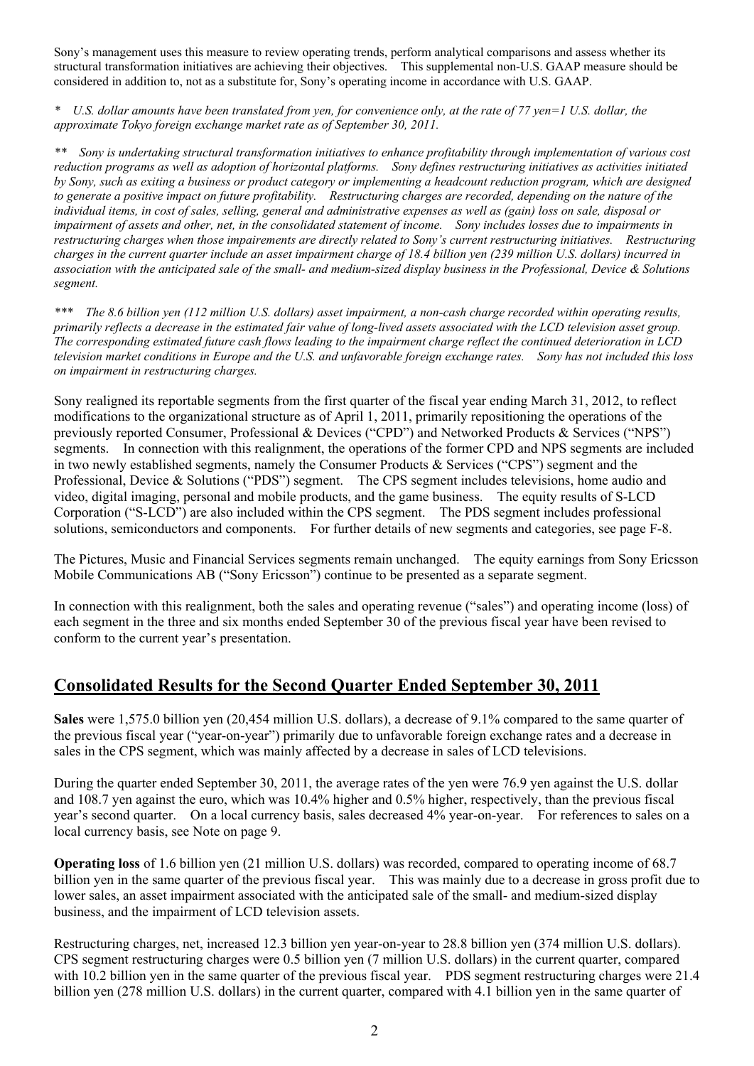Sony's management uses this measure to review operating trends, perform analytical comparisons and assess whether its structural transformation initiatives are achieving their objectives. This supplemental non-U.S. GAAP measure should be considered in addition to, not as a substitute for, Sony's operating income in accordance with U.S. GAAP.

*\* U.S. dollar amounts have been translated from yen, for convenience only, at the rate of 77 yen=1 U.S. dollar, the approximate Tokyo foreign exchange market rate as of September 30, 2011.*

*\*\* Sony is undertaking structural transformation initiatives to enhance profitability through implementation of various cost reduction programs as well as adoption of horizontal platforms. Sony defines restructuring initiatives as activities initiated by Sony, such as exiting a business or product category or implementing a headcount reduction program, which are designed to generate a positive impact on future profitability. Restructuring charges are recorded, depending on the nature of the individual items, in cost of sales, selling, general and administrative expenses as well as (gain) loss on sale, disposal or impairment of assets and other, net, in the consolidated statement of income. Sony includes losses due to impairments in restructuring charges when those impairements are directly related to Sony's current restructuring initiatives. Restructuring charges in the current quarter include an asset impairment charge of 18.4 billion yen (239 million U.S. dollars) incurred in association with the anticipated sale of the small- and medium-sized display business in the Professional, Device & Solutions segment.*

*\*\*\* The 8.6 billion yen (112 million U.S. dollars) asset impairment, a non-cash charge recorded within operating results, primarily reflects a decrease in the estimated fair value of long-lived assets associated with the LCD television asset group. The corresponding estimated future cash flows leading to the impairment charge reflect the continued deterioration in LCD television market conditions in Europe and the U.S. and unfavorable foreign exchange rates. Sony has not included this loss on impairment in restructuring charges.*

Sony realigned its reportable segments from the first quarter of the fiscal year ending March 31, 2012, to reflect modifications to the organizational structure as of April 1, 2011, primarily repositioning the operations of the previously reported Consumer, Professional & Devices ("CPD") and Networked Products & Services ("NPS") segments. In connection with this realignment, the operations of the former CPD and NPS segments are included in two newly established segments, namely the Consumer Products & Services ("CPS") segment and the Professional, Device & Solutions ("PDS") segment. The CPS segment includes televisions, home audio and video, digital imaging, personal and mobile products, and the game business. The equity results of S-LCD Corporation ("S-LCD") are also included within the CPS segment. The PDS segment includes professional solutions, semiconductors and components. For further details of new segments and categories, see page F-8.

The Pictures, Music and Financial Services segments remain unchanged. The equity earnings from Sony Ericsson Mobile Communications AB ("Sony Ericsson") continue to be presented as a separate segment.

In connection with this realignment, both the sales and operating revenue ("sales") and operating income (loss) of each segment in the three and six months ended September 30 of the previous fiscal year have been revised to conform to the current year's presentation.

## Consolidated Results for the Second Quarter Ended September 30, 2011

**Sales** were 1,575.0 billion yen (20,454 million U.S. dollars), a decrease of 9.1% compared to the same quarter of the previous fiscal year ("year-on-year") primarily due to unfavorable foreign exchange rates and a decrease in sales in the CPS segment, which was mainly affected by a decrease in sales of LCD televisions.

During the quarter ended September 30, 2011, the average rates of the yen were 76.9 yen against the U.S. dollar and 108.7 yen against the euro, which was 10.4% higher and 0.5% higher, respectively, than the previous fiscal year's second quarter. On a local currency basis, sales decreased 4% year-on-year. For references to sales on a local currency basis, see Note on page 9.

**Operating loss** of 1.6 billion yen (21 million U.S. dollars) was recorded, compared to operating income of 68.7 billion yen in the same quarter of the previous fiscal year. This was mainly due to a decrease in gross profit due to lower sales, an asset impairment associated with the anticipated sale of the small- and medium-sized display business, and the impairment of LCD television assets.

Restructuring charges, net, increased 12.3 billion yen year-on-year to 28.8 billion yen (374 million U.S. dollars). CPS segment restructuring charges were 0.5 billion yen (7 million U.S. dollars) in the current quarter, compared with 10.2 billion yen in the same quarter of the previous fiscal year. PDS segment restructuring charges were 21.4 billion yen (278 million U.S. dollars) in the current quarter, compared with 4.1 billion yen in the same quarter of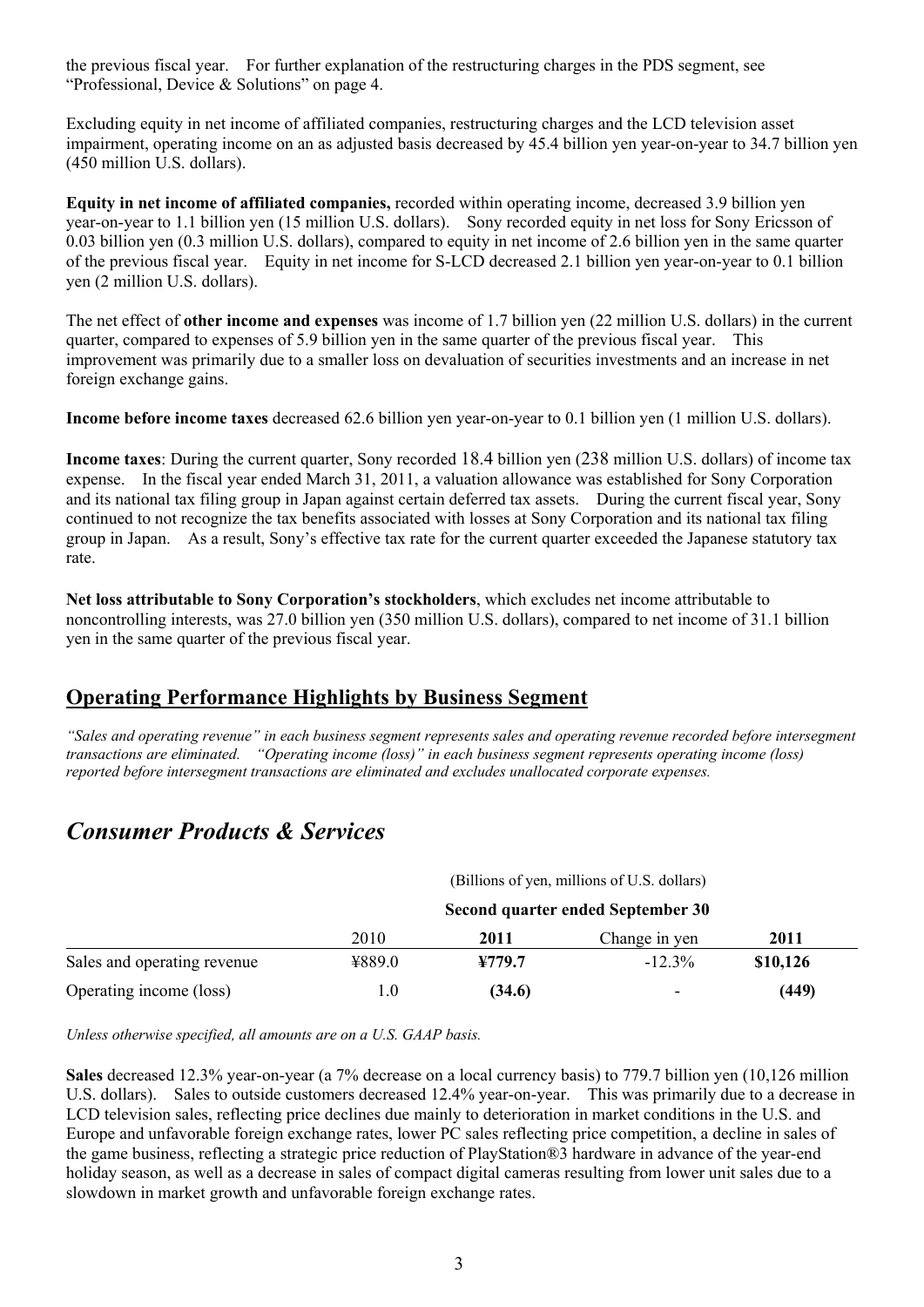the previous fiscal year.  For further explanation of the restructuring charges in the PDS segment, see "Professional, Device & Solutions" on page 4.

Excluding equity in net income of affiliated companies, restructuring charges and the LCD television asset impairment, operating income on an as adjusted basis decreased by 45.4 billion yen year-on-year to 34.7 billion yen (450 million U.S. dollars).

**Equity in net income of affiliated companies,** recorded within operating income, decreased 3.9 billion yen year-on-year to 1.1 billion yen (15 million U.S. dollars).  Sony recorded equity in net loss for Sony Ericsson of 0.03 billion yen (0.3 million U.S. dollars), compared to equity in net income of 2.6 billion yen in the same quarter of the previous fiscal year.  Equity in net income for S-LCD decreased 2.1 billion yen year-on-year to 0.1 billion yen (2 million U.S. dollars).

The net effect of **other income and expenses** was income of 1.7 billion yen (22 million U.S. dollars) in the current quarter, compared to expenses of 5.9 billion yen in the same quarter of the previous fiscal year.  This improvement was primarily due to a smaller loss on devaluation of securities investments and an increase in net foreign exchange gains.

**Income before income taxes** decreased 62.6 billion yen year-on-year to 0.1 billion yen (1 million U.S. dollars).

**Income taxes**: During the current quarter, Sony recorded 18.4 billion yen (238 million U.S. dollars) of income tax expense.  In the fiscal year ended March 31, 2011, a valuation allowance was established for Sony Corporation and its national tax filing group in Japan against certain deferred tax assets.  During the current fiscal year, Sony continued to not recognize the tax benefits associated with losses at Sony Corporation and its national tax filing group in Japan.  As a result, Sony's effective tax rate for the current quarter exceeded the Japanese statutory tax rate.

**Net loss attributable to Sony Corporation's stockholders**, which excludes net income attributable to noncontrolling interests, was 27.0 billion yen (350 million U.S. dollars), compared to net income of 31.1 billion yen in the same quarter of the previous fiscal year.

## Operating Performance Highlights by Business Segment

*"Sales and operating revenue" in each business segment represents sales and operating revenue recorded before intersegment transactions are eliminated.  "Operating income (loss)" in each business segment represents operating income (loss) reported before intersegment transactions are eliminated and excludes unallocated corporate expenses.*

# *Consumer Products & Services*

| | (Billions of yen, millions of U.S. dollars) | | | |
|---|---|---|---|---|
| | Second quarter ended September 30 | | | |
| | 2010 | **2011** | Change in yen | **2011** |
| Sales and operating revenue | ¥889.0 | **¥779.7** | -12.3% | **$10,126** |
| Operating income (loss) | 1.0 | **(34.6)** | - | **(449)** |

*Unless otherwise specified, all amounts are on a U.S. GAAP basis.*

**Sales** decreased 12.3% year-on-year (a 7% decrease on a local currency basis) to 779.7 billion yen (10,126 million U.S. dollars).  Sales to outside customers decreased 12.4% year-on-year.  This was primarily due to a decrease in LCD television sales, reflecting price declines due mainly to deterioration in market conditions in the U.S. and Europe and unfavorable foreign exchange rates, lower PC sales reflecting price competition, a decline in sales of the game business, reflecting a strategic price reduction of PlayStation®3 hardware in advance of the year-end holiday season, as well as a decrease in sales of compact digital cameras resulting from lower unit sales due to a slowdown in market growth and unfavorable foreign exchange rates.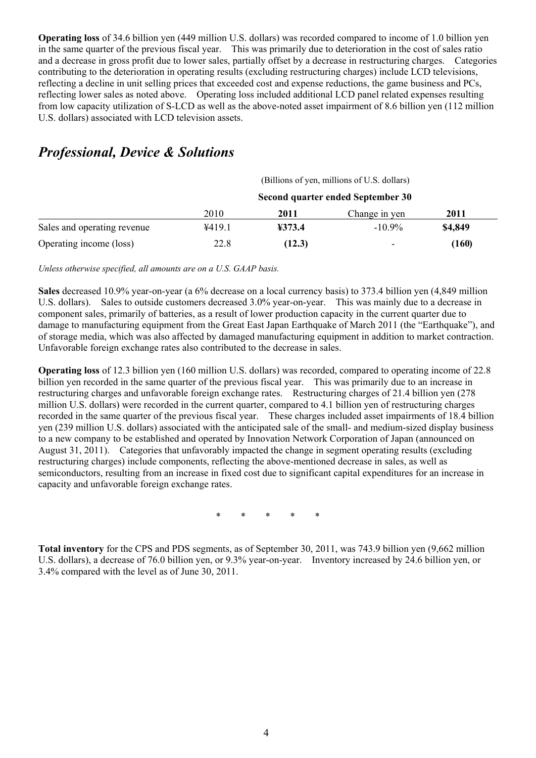**Operating loss** of 34.6 billion yen (449 million U.S. dollars) was recorded compared to income of 1.0 billion yen in the same quarter of the previous fiscal year. This was primarily due to deterioration in the cost of sales ratio and a decrease in gross profit due to lower sales, partially offset by a decrease in restructuring charges. Categories contributing to the deterioration in operating results (excluding restructuring charges) include LCD televisions, reflecting a decline in unit selling prices that exceeded cost and expense reductions, the game business and PCs, reflecting lower sales as noted above. Operating loss included additional LCD panel related expenses resulting from low capacity utilization of S-LCD as well as the above-noted asset impairment of 8.6 billion yen (112 million U.S. dollars) associated with LCD television assets.

## *Professional, Device & Solutions*

| | (Billions of yen, millions of U.S. dollars) | | | |
|---|---|---|---|---|
| | Second quarter ended September 30 | | | |
| | 2010 | **2011** | Change in yen | **2011** |
| Sales and operating revenue | ¥419.1 | **¥373.4** | -10.9% | **$4,849** |
| Operating income (loss) | 22.8 | **(12.3)** | - | **(160)** |

*Unless otherwise specified, all amounts are on a U.S. GAAP basis.*

**Sales** decreased 10.9% year-on-year (a 6% decrease on a local currency basis) to 373.4 billion yen (4,849 million U.S. dollars). Sales to outside customers decreased 3.0% year-on-year. This was mainly due to a decrease in component sales, primarily of batteries, as a result of lower production capacity in the current quarter due to damage to manufacturing equipment from the Great East Japan Earthquake of March 2011 (the "Earthquake"), and of storage media, which was also affected by damaged manufacturing equipment in addition to market contraction. Unfavorable foreign exchange rates also contributed to the decrease in sales.

**Operating loss** of 12.3 billion yen (160 million U.S. dollars) was recorded, compared to operating income of 22.8 billion yen recorded in the same quarter of the previous fiscal year. This was primarily due to an increase in restructuring charges and unfavorable foreign exchange rates. Restructuring charges of 21.4 billion yen (278 million U.S. dollars) were recorded in the current quarter, compared to 4.1 billion yen of restructuring charges recorded in the same quarter of the previous fiscal year. These charges included asset impairments of 18.4 billion yen (239 million U.S. dollars) associated with the anticipated sale of the small- and medium-sized display business to a new company to be established and operated by Innovation Network Corporation of Japan (announced on August 31, 2011). Categories that unfavorably impacted the change in segment operating results (excluding restructuring charges) include components, reflecting the above-mentioned decrease in sales, as well as semiconductors, resulting from an increase in fixed cost due to significant capital expenditures for an increase in capacity and unfavorable foreign exchange rates.

\* \* \* \* \*

**Total inventory** for the CPS and PDS segments, as of September 30, 2011, was 743.9 billion yen (9,662 million U.S. dollars), a decrease of 76.0 billion yen, or 9.3% year-on-year. Inventory increased by 24.6 billion yen, or 3.4% compared with the level as of June 30, 2011.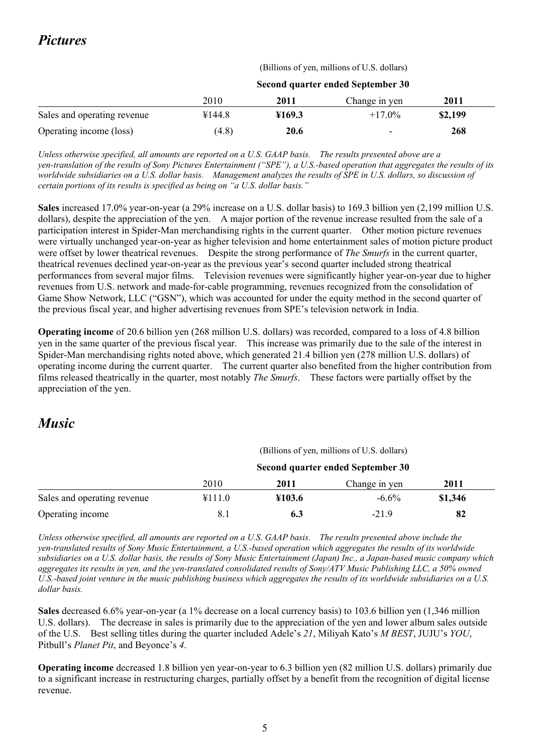## *Pictures*

| | (Billions of yen, millions of U.S. dollars) | | | |
|---|---|---|---|---|
| | **Second quarter ended September 30** | | | |
| | 2010 | **2011** | Change in yen | **2011** |
| Sales and operating revenue | ¥144.8 | **¥169.3** | +17.0% | **$2,199** |
| Operating income (loss) | (4.8) | **20.6** | - | **268** |

*Unless otherwise specified, all amounts are reported on a U.S. GAAP basis. The results presented above are a yen-translation of the results of Sony Pictures Entertainment ("SPE"), a U.S.-based operation that aggregates the results of its worldwide subsidiaries on a U.S. dollar basis. Management analyzes the results of SPE in U.S. dollars, so discussion of certain portions of its results is specified as being on "a U.S. dollar basis."*

**Sales** increased 17.0% year-on-year (a 29% increase on a U.S. dollar basis) to 169.3 billion yen (2,199 million U.S. dollars), despite the appreciation of the yen. A major portion of the revenue increase resulted from the sale of a participation interest in Spider-Man merchandising rights in the current quarter. Other motion picture revenues were virtually unchanged year-on-year as higher television and home entertainment sales of motion picture product were offset by lower theatrical revenues. Despite the strong performance of *The Smurfs* in the current quarter, theatrical revenues declined year-on-year as the previous year's second quarter included strong theatrical performances from several major films. Television revenues were significantly higher year-on-year due to higher revenues from U.S. network and made-for-cable programming, revenues recognized from the consolidation of Game Show Network, LLC ("GSN"), which was accounted for under the equity method in the second quarter of the previous fiscal year, and higher advertising revenues from SPE's television network in India.

**Operating income** of 20.6 billion yen (268 million U.S. dollars) was recorded, compared to a loss of 4.8 billion yen in the same quarter of the previous fiscal year. This increase was primarily due to the sale of the interest in Spider-Man merchandising rights noted above, which generated 21.4 billion yen (278 million U.S. dollars) of operating income during the current quarter. The current quarter also benefited from the higher contribution from films released theatrically in the quarter, most notably *The Smurfs*. These factors were partially offset by the appreciation of the yen.

## *Music*

| | (Billions of yen, millions of U.S. dollars) | | | |
|---|---|---|---|---|
| | **Second quarter ended September 30** | | | |
| | 2010 | **2011** | Change in yen | **2011** |
| Sales and operating revenue | ¥111.0 | **¥103.6** | -6.6% | **$1,346** |
| Operating income | 8.1 | **6.3** | -21.9 | **82** |

*Unless otherwise specified, all amounts are reported on a U.S. GAAP basis. The results presented above include the yen-translated results of Sony Music Entertainment, a U.S.-based operation which aggregates the results of its worldwide subsidiaries on a U.S. dollar basis, the results of Sony Music Entertainment (Japan) Inc., a Japan-based music company which aggregates its results in yen, and the yen-translated consolidated results of Sony/ATV Music Publishing LLC, a 50% owned U.S.-based joint venture in the music publishing business which aggregates the results of its worldwide subsidiaries on a U.S. dollar basis.*

**Sales** decreased 6.6% year-on-year (a 1% decrease on a local currency basis) to 103.6 billion yen (1,346 million U.S. dollars). The decrease in sales is primarily due to the appreciation of the yen and lower album sales outside of the U.S. Best selling titles during the quarter included Adele's *21*, Miliyah Kato's *M BEST*, JUJU's *YOU*, Pitbull's *Planet Pit*, and Beyonce's *4*.

**Operating income** decreased 1.8 billion yen year-on-year to 6.3 billion yen (82 million U.S. dollars) primarily due to a significant increase in restructuring charges, partially offset by a benefit from the recognition of digital license revenue.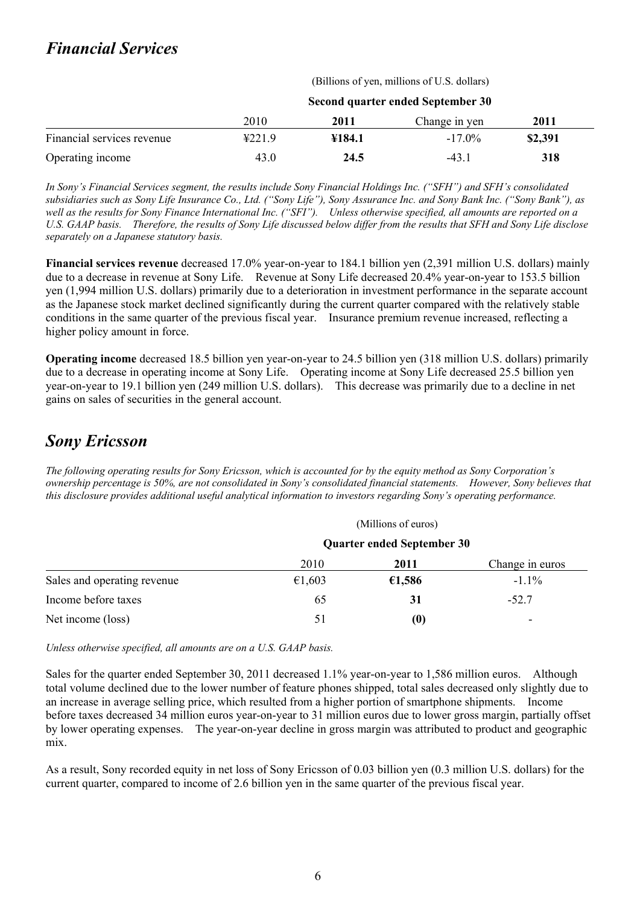## Financial Services

| | (Billions of yen, millions of U.S. dollars) | | | |
|---|---|---|---|---|
| | **Second quarter ended September 30** | | | |
| | 2010 | **2011** | Change in yen | **2011** |
| Financial services revenue | ¥221.9 | **¥184.1** | -17.0% | **$2,391** |
| Operating income | 43.0 | **24.5** | -43.1 | **318** |

*In Sony's Financial Services segment, the results include Sony Financial Holdings Inc. ("SFH") and SFH's consolidated subsidiaries such as Sony Life Insurance Co., Ltd. ("Sony Life"), Sony Assurance Inc. and Sony Bank Inc. ("Sony Bank"), as well as the results for Sony Finance International Inc. ("SFI"). Unless otherwise specified, all amounts are reported on a U.S. GAAP basis. Therefore, the results of Sony Life discussed below differ from the results that SFH and Sony Life disclose separately on a Japanese statutory basis.*

**Financial services revenue** decreased 17.0% year-on-year to 184.1 billion yen (2,391 million U.S. dollars) mainly due to a decrease in revenue at Sony Life. Revenue at Sony Life decreased 20.4% year-on-year to 153.5 billion yen (1,994 million U.S. dollars) primarily due to a deterioration in investment performance in the separate account as the Japanese stock market declined significantly during the current quarter compared with the relatively stable conditions in the same quarter of the previous fiscal year. Insurance premium revenue increased, reflecting a higher policy amount in force.

**Operating income** decreased 18.5 billion yen year-on-year to 24.5 billion yen (318 million U.S. dollars) primarily due to a decrease in operating income at Sony Life. Operating income at Sony Life decreased 25.5 billion yen year-on-year to 19.1 billion yen (249 million U.S. dollars). This decrease was primarily due to a decline in net gains on sales of securities in the general account.

## Sony Ericsson

*The following operating results for Sony Ericsson, which is accounted for by the equity method as Sony Corporation's ownership percentage is 50%, are not consolidated in Sony's consolidated financial statements. However, Sony believes that this disclosure provides additional useful analytical information to investors regarding Sony's operating performance.*

| | (Millions of euros) | | |
|---|---|---|---|
| | **Quarter ended September 30** | | |
| | 2010 | **2011** | Change in euros |
| Sales and operating revenue | €1,603 | **€1,586** | -1.1% |
| Income before taxes | 65 | **31** | -52.7 |
| Net income (loss) | 51 | **(0)** | - |

*Unless otherwise specified, all amounts are on a U.S. GAAP basis.*

Sales for the quarter ended September 30, 2011 decreased 1.1% year-on-year to 1,586 million euros. Although total volume declined due to the lower number of feature phones shipped, total sales decreased only slightly due to an increase in average selling price, which resulted from a higher portion of smartphone shipments. Income before taxes decreased 34 million euros year-on-year to 31 million euros due to lower gross margin, partially offset by lower operating expenses. The year-on-year decline in gross margin was attributed to product and geographic mix.

As a result, Sony recorded equity in net loss of Sony Ericsson of 0.03 billion yen (0.3 million U.S. dollars) for the current quarter, compared to income of 2.6 billion yen in the same quarter of the previous fiscal year.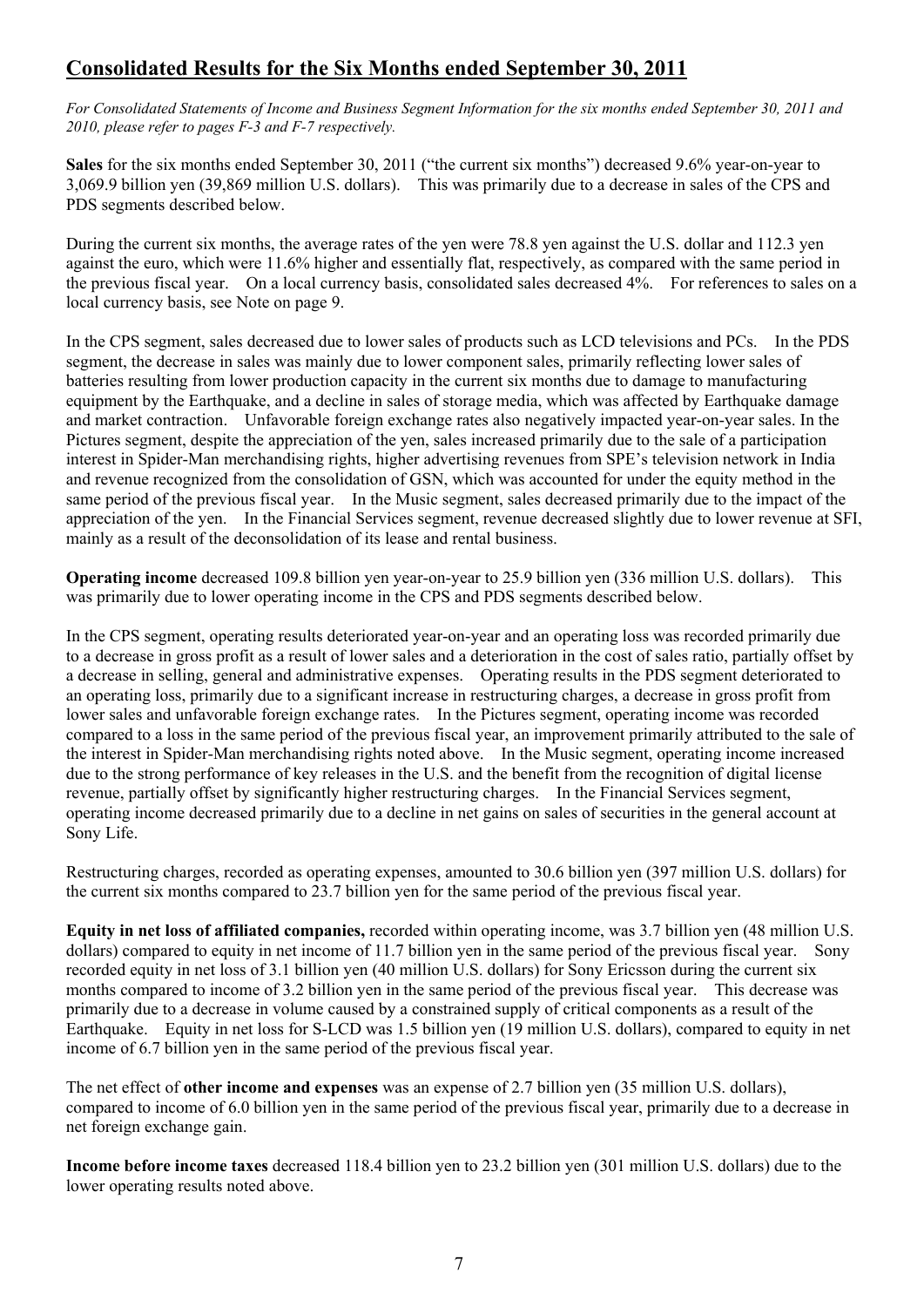## Consolidated Results for the Six Months ended September 30, 2011

*For Consolidated Statements of Income and Business Segment Information for the six months ended September 30, 2011 and 2010, please refer to pages F-3 and F-7 respectively.*

**Sales** for the six months ended September 30, 2011 ("the current six months") decreased 9.6% year-on-year to 3,069.9 billion yen (39,869 million U.S. dollars). This was primarily due to a decrease in sales of the CPS and PDS segments described below.

During the current six months, the average rates of the yen were 78.8 yen against the U.S. dollar and 112.3 yen against the euro, which were 11.6% higher and essentially flat, respectively, as compared with the same period in the previous fiscal year. On a local currency basis, consolidated sales decreased 4%. For references to sales on a local currency basis, see Note on page 9.

In the CPS segment, sales decreased due to lower sales of products such as LCD televisions and PCs. In the PDS segment, the decrease in sales was mainly due to lower component sales, primarily reflecting lower sales of batteries resulting from lower production capacity in the current six months due to damage to manufacturing equipment by the Earthquake, and a decline in sales of storage media, which was affected by Earthquake damage and market contraction. Unfavorable foreign exchange rates also negatively impacted year-on-year sales. In the Pictures segment, despite the appreciation of the yen, sales increased primarily due to the sale of a participation interest in Spider-Man merchandising rights, higher advertising revenues from SPE's television network in India and revenue recognized from the consolidation of GSN, which was accounted for under the equity method in the same period of the previous fiscal year. In the Music segment, sales decreased primarily due to the impact of the appreciation of the yen. In the Financial Services segment, revenue decreased slightly due to lower revenue at SFI, mainly as a result of the deconsolidation of its lease and rental business.

**Operating income** decreased 109.8 billion yen year-on-year to 25.9 billion yen (336 million U.S. dollars). This was primarily due to lower operating income in the CPS and PDS segments described below.

In the CPS segment, operating results deteriorated year-on-year and an operating loss was recorded primarily due to a decrease in gross profit as a result of lower sales and a deterioration in the cost of sales ratio, partially offset by a decrease in selling, general and administrative expenses. Operating results in the PDS segment deteriorated to an operating loss, primarily due to a significant increase in restructuring charges, a decrease in gross profit from lower sales and unfavorable foreign exchange rates. In the Pictures segment, operating income was recorded compared to a loss in the same period of the previous fiscal year, an improvement primarily attributed to the sale of the interest in Spider-Man merchandising rights noted above. In the Music segment, operating income increased due to the strong performance of key releases in the U.S. and the benefit from the recognition of digital license revenue, partially offset by significantly higher restructuring charges. In the Financial Services segment, operating income decreased primarily due to a decline in net gains on sales of securities in the general account at Sony Life.

Restructuring charges, recorded as operating expenses, amounted to 30.6 billion yen (397 million U.S. dollars) for the current six months compared to 23.7 billion yen for the same period of the previous fiscal year.

**Equity in net loss of affiliated companies,** recorded within operating income, was 3.7 billion yen (48 million U.S. dollars) compared to equity in net income of 11.7 billion yen in the same period of the previous fiscal year. Sony recorded equity in net loss of 3.1 billion yen (40 million U.S. dollars) for Sony Ericsson during the current six months compared to income of 3.2 billion yen in the same period of the previous fiscal year. This decrease was primarily due to a decrease in volume caused by a constrained supply of critical components as a result of the Earthquake. Equity in net loss for S-LCD was 1.5 billion yen (19 million U.S. dollars), compared to equity in net income of 6.7 billion yen in the same period of the previous fiscal year.

The net effect of **other income and expenses** was an expense of 2.7 billion yen (35 million U.S. dollars), compared to income of 6.0 billion yen in the same period of the previous fiscal year, primarily due to a decrease in net foreign exchange gain.

**Income before income taxes** decreased 118.4 billion yen to 23.2 billion yen (301 million U.S. dollars) due to the lower operating results noted above.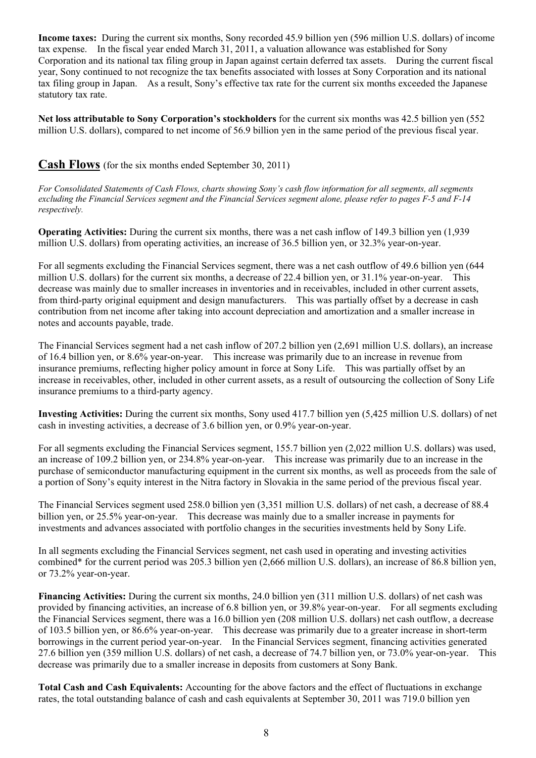**Income taxes:** During the current six months, Sony recorded 45.9 billion yen (596 million U.S. dollars) of income tax expense. In the fiscal year ended March 31, 2011, a valuation allowance was established for Sony Corporation and its national tax filing group in Japan against certain deferred tax assets. During the current fiscal year, Sony continued to not recognize the tax benefits associated with losses at Sony Corporation and its national tax filing group in Japan. As a result, Sony's effective tax rate for the current six months exceeded the Japanese statutory tax rate.

**Net loss attributable to Sony Corporation's stockholders** for the current six months was 42.5 billion yen (552 million U.S. dollars), compared to net income of 56.9 billion yen in the same period of the previous fiscal year.

## Cash Flows (for the six months ended September 30, 2011)

*For Consolidated Statements of Cash Flows, charts showing Sony's cash flow information for all segments, all segments excluding the Financial Services segment and the Financial Services segment alone, please refer to pages F-5 and F-14 respectively.*

**Operating Activities:** During the current six months, there was a net cash inflow of 149.3 billion yen (1,939 million U.S. dollars) from operating activities, an increase of 36.5 billion yen, or 32.3% year-on-year.

For all segments excluding the Financial Services segment, there was a net cash outflow of 49.6 billion yen (644 million U.S. dollars) for the current six months, a decrease of 22.4 billion yen, or 31.1% year-on-year. This decrease was mainly due to smaller increases in inventories and in receivables, included in other current assets, from third-party original equipment and design manufacturers. This was partially offset by a decrease in cash contribution from net income after taking into account depreciation and amortization and a smaller increase in notes and accounts payable, trade.

The Financial Services segment had a net cash inflow of 207.2 billion yen (2,691 million U.S. dollars), an increase of 16.4 billion yen, or 8.6% year-on-year. This increase was primarily due to an increase in revenue from insurance premiums, reflecting higher policy amount in force at Sony Life. This was partially offset by an increase in receivables, other, included in other current assets, as a result of outsourcing the collection of Sony Life insurance premiums to a third-party agency.

**Investing Activities:** During the current six months, Sony used 417.7 billion yen (5,425 million U.S. dollars) of net cash in investing activities, a decrease of 3.6 billion yen, or 0.9% year-on-year.

For all segments excluding the Financial Services segment, 155.7 billion yen (2,022 million U.S. dollars) was used, an increase of 109.2 billion yen, or 234.8% year-on-year. This increase was primarily due to an increase in the purchase of semiconductor manufacturing equipment in the current six months, as well as proceeds from the sale of a portion of Sony's equity interest in the Nitra factory in Slovakia in the same period of the previous fiscal year.

The Financial Services segment used 258.0 billion yen (3,351 million U.S. dollars) of net cash, a decrease of 88.4 billion yen, or 25.5% year-on-year. This decrease was mainly due to a smaller increase in payments for investments and advances associated with portfolio changes in the securities investments held by Sony Life.

In all segments excluding the Financial Services segment, net cash used in operating and investing activities combined* for the current period was 205.3 billion yen (2,666 million U.S. dollars), an increase of 86.8 billion yen, or 73.2% year-on-year.

**Financing Activities:** During the current six months, 24.0 billion yen (311 million U.S. dollars) of net cash was provided by financing activities, an increase of 6.8 billion yen, or 39.8% year-on-year. For all segments excluding the Financial Services segment, there was a 16.0 billion yen (208 million U.S. dollars) net cash outflow, a decrease of 103.5 billion yen, or 86.6% year-on-year. This decrease was primarily due to a greater increase in short-term borrowings in the current period year-on-year. In the Financial Services segment, financing activities generated 27.6 billion yen (359 million U.S. dollars) of net cash, a decrease of 74.7 billion yen, or 73.0% year-on-year. This decrease was primarily due to a smaller increase in deposits from customers at Sony Bank.

**Total Cash and Cash Equivalents:** Accounting for the above factors and the effect of fluctuations in exchange rates, the total outstanding balance of cash and cash equivalents at September 30, 2011 was 719.0 billion yen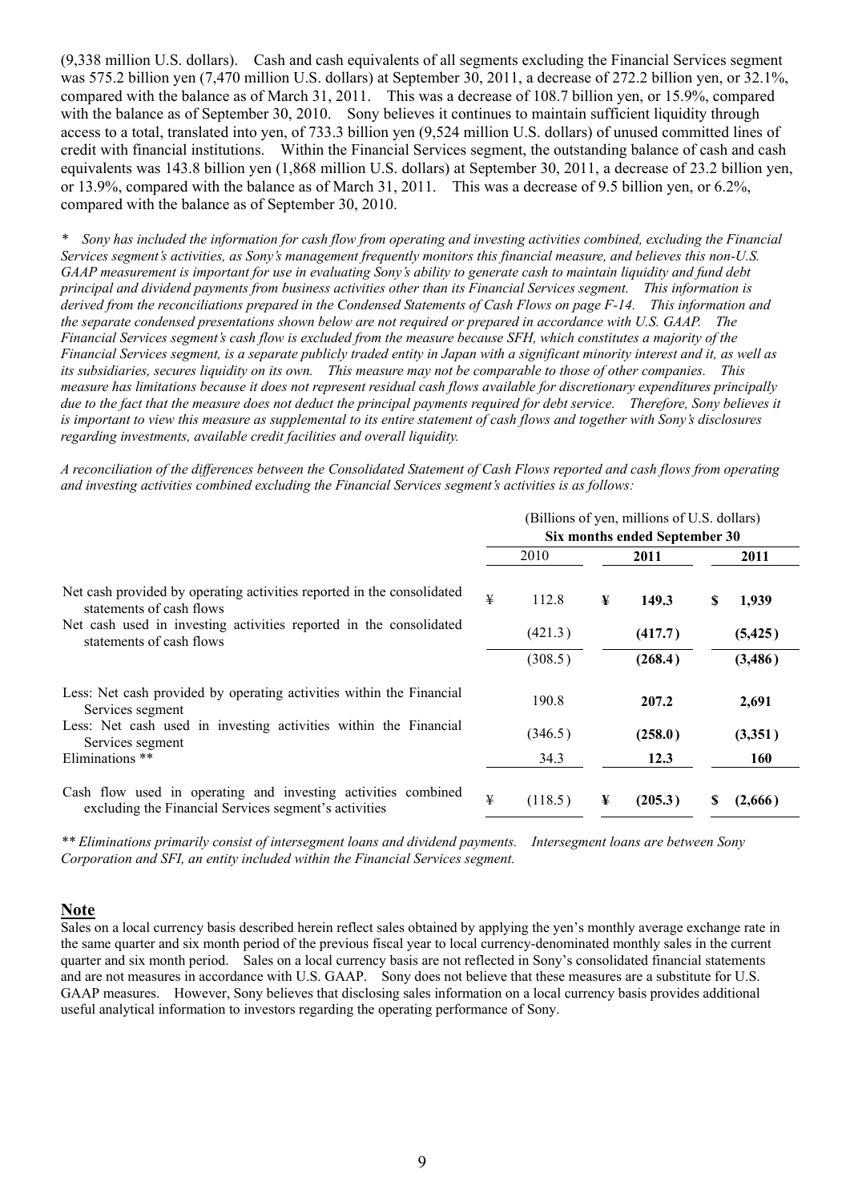(9,338 million U.S. dollars). Cash and cash equivalents of all segments excluding the Financial Services segment was 575.2 billion yen (7,470 million U.S. dollars) at September 30, 2011, a decrease of 272.2 billion yen, or 32.1%, compared with the balance as of March 31, 2011. This was a decrease of 108.7 billion yen, or 15.9%, compared with the balance as of September 30, 2010. Sony believes it continues to maintain sufficient liquidity through access to a total, translated into yen, of 733.3 billion yen (9,524 million U.S. dollars) of unused committed lines of credit with financial institutions. Within the Financial Services segment, the outstanding balance of cash and cash equivalents was 143.8 billion yen (1,868 million U.S. dollars) at September 30, 2011, a decrease of 23.2 billion yen, or 13.9%, compared with the balance as of March 31, 2011. This was a decrease of 9.5 billion yen, or 6.2%, compared with the balance as of September 30, 2010.

*\* Sony has included the information for cash flow from operating and investing activities combined, excluding the Financial Services segment's activities, as Sony's management frequently monitors this financial measure, and believes this non-U.S. GAAP measurement is important for use in evaluating Sony's ability to generate cash to maintain liquidity and fund debt principal and dividend payments from business activities other than its Financial Services segment. This information is derived from the reconciliations prepared in the Condensed Statements of Cash Flows on page F-14. This information and the separate condensed presentations shown below are not required or prepared in accordance with U.S. GAAP. The Financial Services segment's cash flow is excluded from the measure because SFH, which constitutes a majority of the Financial Services segment, is a separate publicly traded entity in Japan with a significant minority interest and it, as well as its subsidiaries, secures liquidity on its own. This measure may not be comparable to those of other companies. This measure has limitations because it does not represent residual cash flows available for discretionary expenditures principally due to the fact that the measure does not deduct the principal payments required for debt service. Therefore, Sony believes it is important to view this measure as supplemental to its entire statement of cash flows and together with Sony's disclosures regarding investments, available credit facilities and overall liquidity.*

*A reconciliation of the differences between the Consolidated Statement of Cash Flows reported and cash flows from operating and investing activities combined excluding the Financial Services segment's activities is as follows:*

| | (Billions of yen, millions of U.S. dollars) Six months ended September 30 | | |
|---|---|---|---|
| | 2010 | **2011** | **2011** |
| Net cash provided by operating activities reported in the consolidated statements of cash flows | ¥ 112.8 | **¥ 149.3** | **$ 1,939** |
| Net cash used in investing activities reported in the consolidated statements of cash flows | (421.3) | **(417.7)** | **(5,425)** |
| | (308.5) | **(268.4)** | **(3,486)** |
| Less: Net cash provided by operating activities within the Financial Services segment | 190.8 | **207.2** | **2,691** |
| Less: Net cash used in investing activities within the Financial Services segment | (346.5) | **(258.0)** | **(3,351)** |
| Eliminations ** | 34.3 | **12.3** | **160** |
| Cash flow used in operating and investing activities combined excluding the Financial Services segment's activities | ¥ (118.5) | **¥ (205.3)** | **$ (2,666)** |

*\*\* Eliminations primarily consist of intersegment loans and dividend payments. Intersegment loans are between Sony Corporation and SFI, an entity included within the Financial Services segment.*

## Note

Sales on a local currency basis described herein reflect sales obtained by applying the yen's monthly average exchange rate in the same quarter and six month period of the previous fiscal year to local currency-denominated monthly sales in the current quarter and six month period. Sales on a local currency basis are not reflected in Sony's consolidated financial statements and are not measures in accordance with U.S. GAAP. Sony does not believe that these measures are a substitute for U.S. GAAP measures. However, Sony believes that disclosing sales information on a local currency basis provides additional useful analytical information to investors regarding the operating performance of Sony.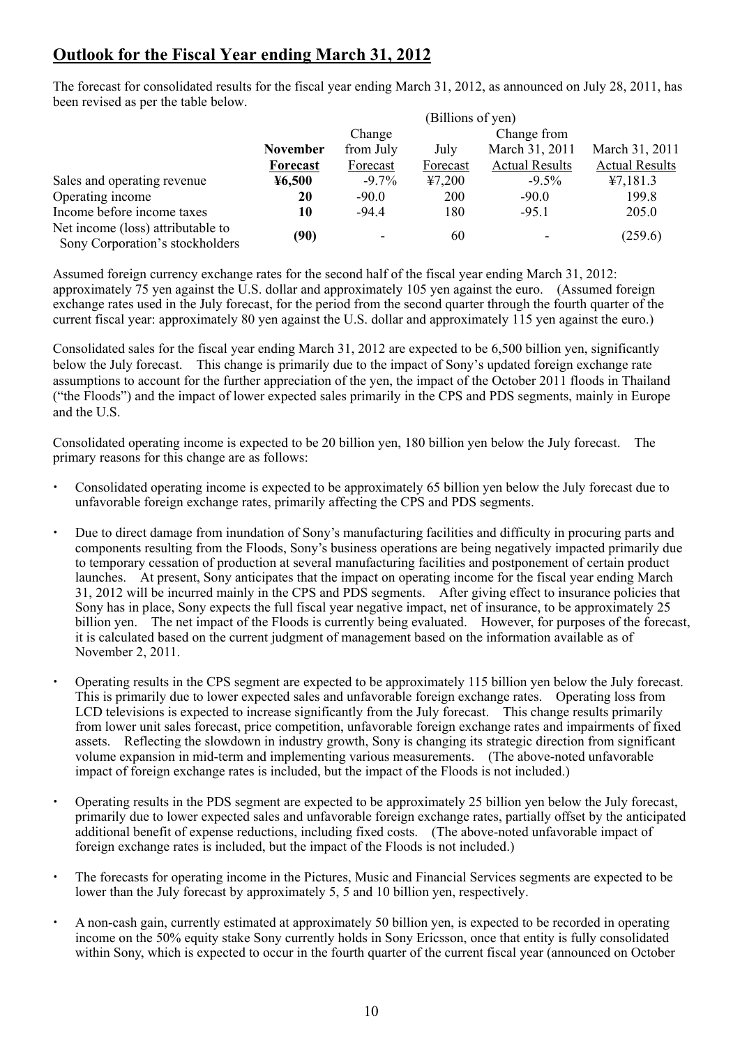## Outlook for the Fiscal Year ending March 31, 2012

The forecast for consolidated results for the fiscal year ending March 31, 2012, as announced on July 28, 2011, has been revised as per the table below.

| | (Billions of yen) | | | | |
|---|---|---|---|---|---|
| | **November Forecast** | Change from July Forecast | July Forecast | Change from March 31, 2011 Actual Results | March 31, 2011 Actual Results |
| Sales and operating revenue | **¥6,500** | -9.7% | ¥7,200 | -9.5% | ¥7,181.3 |
| Operating income | **20** | -90.0 | 200 | -90.0 | 199.8 |
| Income before income taxes | **10** | -94.4 | 180 | -95.1 | 205.0 |
| Net income (loss) attributable to Sony Corporation's stockholders | **(90)** | - | 60 | - | (259.6) |

Assumed foreign currency exchange rates for the second half of the fiscal year ending March 31, 2012: approximately 75 yen against the U.S. dollar and approximately 105 yen against the euro. (Assumed foreign exchange rates used in the July forecast, for the period from the second quarter through the fourth quarter of the current fiscal year: approximately 80 yen against the U.S. dollar and approximately 115 yen against the euro.)

Consolidated sales for the fiscal year ending March 31, 2012 are expected to be 6,500 billion yen, significantly below the July forecast. This change is primarily due to the impact of Sony's updated foreign exchange rate assumptions to account for the further appreciation of the yen, the impact of the October 2011 floods in Thailand ("the Floods") and the impact of lower expected sales primarily in the CPS and PDS segments, mainly in Europe and the U.S.

Consolidated operating income is expected to be 20 billion yen, 180 billion yen below the July forecast. The primary reasons for this change are as follows:

- Consolidated operating income is expected to be approximately 65 billion yen below the July forecast due to unfavorable foreign exchange rates, primarily affecting the CPS and PDS segments.
- Due to direct damage from inundation of Sony's manufacturing facilities and difficulty in procuring parts and components resulting from the Floods, Sony's business operations are being negatively impacted primarily due to temporary cessation of production at several manufacturing facilities and postponement of certain product launches. At present, Sony anticipates that the impact on operating income for the fiscal year ending March 31, 2012 will be incurred mainly in the CPS and PDS segments. After giving effect to insurance policies that Sony has in place, Sony expects the full fiscal year negative impact, net of insurance, to be approximately 25 billion yen. The net impact of the Floods is currently being evaluated. However, for purposes of the forecast, it is calculated based on the current judgment of management based on the information available as of November 2, 2011.
- Operating results in the CPS segment are expected to be approximately 115 billion yen below the July forecast. This is primarily due to lower expected sales and unfavorable foreign exchange rates. Operating loss from LCD televisions is expected to increase significantly from the July forecast. This change results primarily from lower unit sales forecast, price competition, unfavorable foreign exchange rates and impairments of fixed assets. Reflecting the slowdown in industry growth, Sony is changing its strategic direction from significant volume expansion in mid-term and implementing various measurements. (The above-noted unfavorable impact of foreign exchange rates is included, but the impact of the Floods is not included.)
- Operating results in the PDS segment are expected to be approximately 25 billion yen below the July forecast, primarily due to lower expected sales and unfavorable foreign exchange rates, partially offset by the anticipated additional benefit of expense reductions, including fixed costs. (The above-noted unfavorable impact of foreign exchange rates is included, but the impact of the Floods is not included.)
- The forecasts for operating income in the Pictures, Music and Financial Services segments are expected to be lower than the July forecast by approximately 5, 5 and 10 billion yen, respectively.
- A non-cash gain, currently estimated at approximately 50 billion yen, is expected to be recorded in operating income on the 50% equity stake Sony currently holds in Sony Ericsson, once that entity is fully consolidated within Sony, which is expected to occur in the fourth quarter of the current fiscal year (announced on October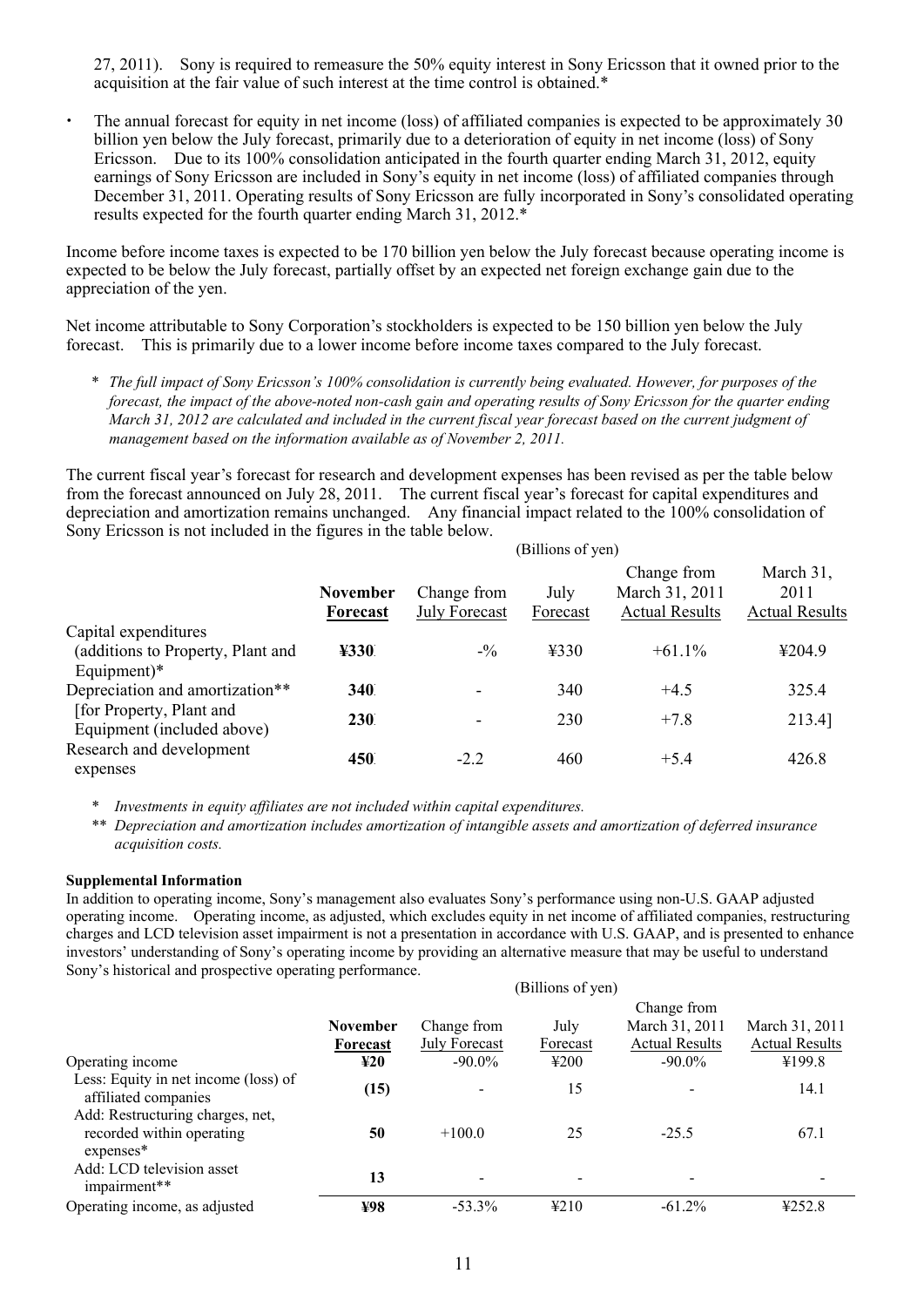27, 2011). Sony is required to remeasure the 50% equity interest in Sony Ericsson that it owned prior to the acquisition at the fair value of such interest at the time control is obtained.*

- The annual forecast for equity in net income (loss) of affiliated companies is expected to be approximately 30 billion yen below the July forecast, primarily due to a deterioration of equity in net income (loss) of Sony Ericsson. Due to its 100% consolidation anticipated in the fourth quarter ending March 31, 2012, equity earnings of Sony Ericsson are included in Sony's equity in net income (loss) of affiliated companies through December 31, 2011. Operating results of Sony Ericsson are fully incorporated in Sony's consolidated operating results expected for the fourth quarter ending March 31, 2012.*

Income before income taxes is expected to be 170 billion yen below the July forecast because operating income is expected to be below the July forecast, partially offset by an expected net foreign exchange gain due to the appreciation of the yen.

Net income attributable to Sony Corporation's stockholders is expected to be 150 billion yen below the July forecast. This is primarily due to a lower income before income taxes compared to the July forecast.

\* *The full impact of Sony Ericsson's 100% consolidation is currently being evaluated. However, for purposes of the forecast, the impact of the above-noted non-cash gain and operating results of Sony Ericsson for the quarter ending March 31, 2012 are calculated and included in the current fiscal year forecast based on the current judgment of management based on the information available as of November 2, 2011.*

The current fiscal year's forecast for research and development expenses has been revised as per the table below from the forecast announced on July 28, 2011. The current fiscal year's forecast for capital expenditures and depreciation and amortization remains unchanged. Any financial impact related to the 100% consolidation of Sony Ericsson is not included in the figures in the table below.

(Billions of yen)

| | **November Forecast** | Change from July Forecast | July Forecast | Change from March 31, 2011 Actual Results | March 31, 2011 Actual Results |
|---|---|---|---|---|---|
| Capital expenditures (additions to Property, Plant and Equipment)* | **¥330** | -% | ¥330 | +61.1% | ¥204.9 |
| Depreciation and amortization** | **340** | - | 340 | +4.5 | 325.4 |
| [for Property, Plant and Equipment (included above) | **230** | - | 230 | +7.8 | 213.4] |
| Research and development expenses | **450** | -2.2 | 460 | +5.4 | 426.8 |

\* *Investments in equity affiliates are not included within capital expenditures.*

\*\* *Depreciation and amortization includes amortization of intangible assets and amortization of deferred insurance acquisition costs.*

**Supplemental Information**

In addition to operating income, Sony's management also evaluates Sony's performance using non-U.S. GAAP adjusted operating income. Operating income, as adjusted, which excludes equity in net income of affiliated companies, restructuring charges and LCD television asset impairment is not a presentation in accordance with U.S. GAAP, and is presented to enhance investors' understanding of Sony's operating income by providing an alternative measure that may be useful to understand Sony's historical and prospective operating performance.

(Billions of yen)

| | **November Forecast** | Change from July Forecast | July Forecast | Change from March 31, 2011 Actual Results | March 31, 2011 Actual Results |
|---|---|---|---|---|---|
| Operating income | **¥20** | -90.0% | ¥200 | -90.0% | ¥199.8 |
| Less: Equity in net income (loss) of affiliated companies | **(15)** | - | 15 | - | 14.1 |
| Add: Restructuring charges, net, recorded within operating expenses* | **50** | +100.0 | 25 | -25.5 | 67.1 |
| Add: LCD television asset impairment** | **13** | - | - | - | - |
| Operating income, as adjusted | **¥98** | -53.3% | ¥210 | -61.2% | ¥252.8 |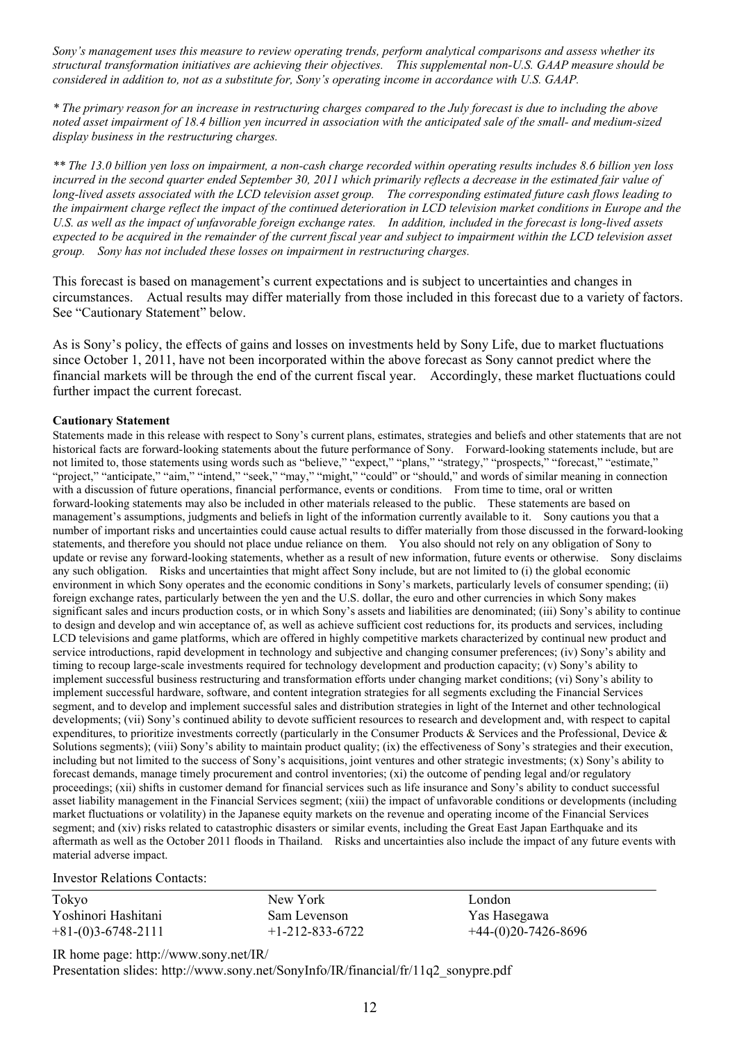*Sony's management uses this measure to review operating trends, perform analytical comparisons and assess whether its structural transformation initiatives are achieving their objectives. This supplemental non-U.S. GAAP measure should be considered in addition to, not as a substitute for, Sony's operating income in accordance with U.S. GAAP.*

*\* The primary reason for an increase in restructuring charges compared to the July forecast is due to including the above noted asset impairment of 18.4 billion yen incurred in association with the anticipated sale of the small- and medium-sized display business in the restructuring charges.*

*\*\* The 13.0 billion yen loss on impairment, a non-cash charge recorded within operating results includes 8.6 billion yen loss incurred in the second quarter ended September 30, 2011 which primarily reflects a decrease in the estimated fair value of long-lived assets associated with the LCD television asset group. The corresponding estimated future cash flows leading to the impairment charge reflect the impact of the continued deterioration in LCD television market conditions in Europe and the U.S. as well as the impact of unfavorable foreign exchange rates. In addition, included in the forecast is long-lived assets expected to be acquired in the remainder of the current fiscal year and subject to impairment within the LCD television asset group. Sony has not included these losses on impairment in restructuring charges.*

This forecast is based on management's current expectations and is subject to uncertainties and changes in circumstances. Actual results may differ materially from those included in this forecast due to a variety of factors. See "Cautionary Statement" below.

As is Sony's policy, the effects of gains and losses on investments held by Sony Life, due to market fluctuations since October 1, 2011, have not been incorporated within the above forecast as Sony cannot predict where the financial markets will be through the end of the current fiscal year. Accordingly, these market fluctuations could further impact the current forecast.

**Cautionary Statement**

Statements made in this release with respect to Sony's current plans, estimates, strategies and beliefs and other statements that are not historical facts are forward-looking statements about the future performance of Sony. Forward-looking statements include, but are not limited to, those statements using words such as "believe," "expect," "plans," "strategy," "prospects," "forecast," "estimate," "project," "anticipate," "aim," "intend," "seek," "may," "might," "could" or "should," and words of similar meaning in connection with a discussion of future operations, financial performance, events or conditions. From time to time, oral or written forward-looking statements may also be included in other materials released to the public. These statements are based on management's assumptions, judgments and beliefs in light of the information currently available to it. Sony cautions you that a number of important risks and uncertainties could cause actual results to differ materially from those discussed in the forward-looking statements, and therefore you should not place undue reliance on them. You also should not rely on any obligation of Sony to update or revise any forward-looking statements, whether as a result of new information, future events or otherwise. Sony disclaims any such obligation. Risks and uncertainties that might affect Sony include, but are not limited to (i) the global economic environment in which Sony operates and the economic conditions in Sony's markets, particularly levels of consumer spending; (ii) foreign exchange rates, particularly between the yen and the U.S. dollar, the euro and other currencies in which Sony makes significant sales and incurs production costs, or in which Sony's assets and liabilities are denominated; (iii) Sony's ability to continue to design and develop and win acceptance of, as well as achieve sufficient cost reductions for, its products and services, including LCD televisions and game platforms, which are offered in highly competitive markets characterized by continual new product and service introductions, rapid development in technology and subjective and changing consumer preferences; (iv) Sony's ability and timing to recoup large-scale investments required for technology development and production capacity; (v) Sony's ability to implement successful business restructuring and transformation efforts under changing market conditions; (vi) Sony's ability to implement successful hardware, software, and content integration strategies for all segments excluding the Financial Services segment, and to develop and implement successful sales and distribution strategies in light of the Internet and other technological developments; (vii) Sony's continued ability to devote sufficient resources to research and development and, with respect to capital expenditures, to prioritize investments correctly (particularly in the Consumer Products & Services and the Professional, Device & Solutions segments); (viii) Sony's ability to maintain product quality; (ix) the effectiveness of Sony's strategies and their execution, including but not limited to the success of Sony's acquisitions, joint ventures and other strategic investments; (x) Sony's ability to forecast demands, manage timely procurement and control inventories; (xi) the outcome of pending legal and/or regulatory proceedings; (xii) shifts in customer demand for financial services such as life insurance and Sony's ability to conduct successful asset liability management in the Financial Services segment; (xiii) the impact of unfavorable conditions or developments (including market fluctuations or volatility) in the Japanese equity markets on the revenue and operating income of the Financial Services segment; and (xiv) risks related to catastrophic disasters or similar events, including the Great East Japan Earthquake and its aftermath as well as the October 2011 floods in Thailand. Risks and uncertainties also include the impact of any future events with material adverse impact.

Investor Relations Contacts:

| Tokyo | New York | London |
|---|---|---|
| Yoshinori Hashitani | Sam Levenson | Yas Hasegawa |
| +81-(0)3-6748-2111 | +1-212-833-6722 | +44-(0)20-7426-8696 |

IR home page: http://www.sony.net/IR/

Presentation slides: http://www.sony.net/SonyInfo/IR/financial/fr/11q2_sonypre.pdf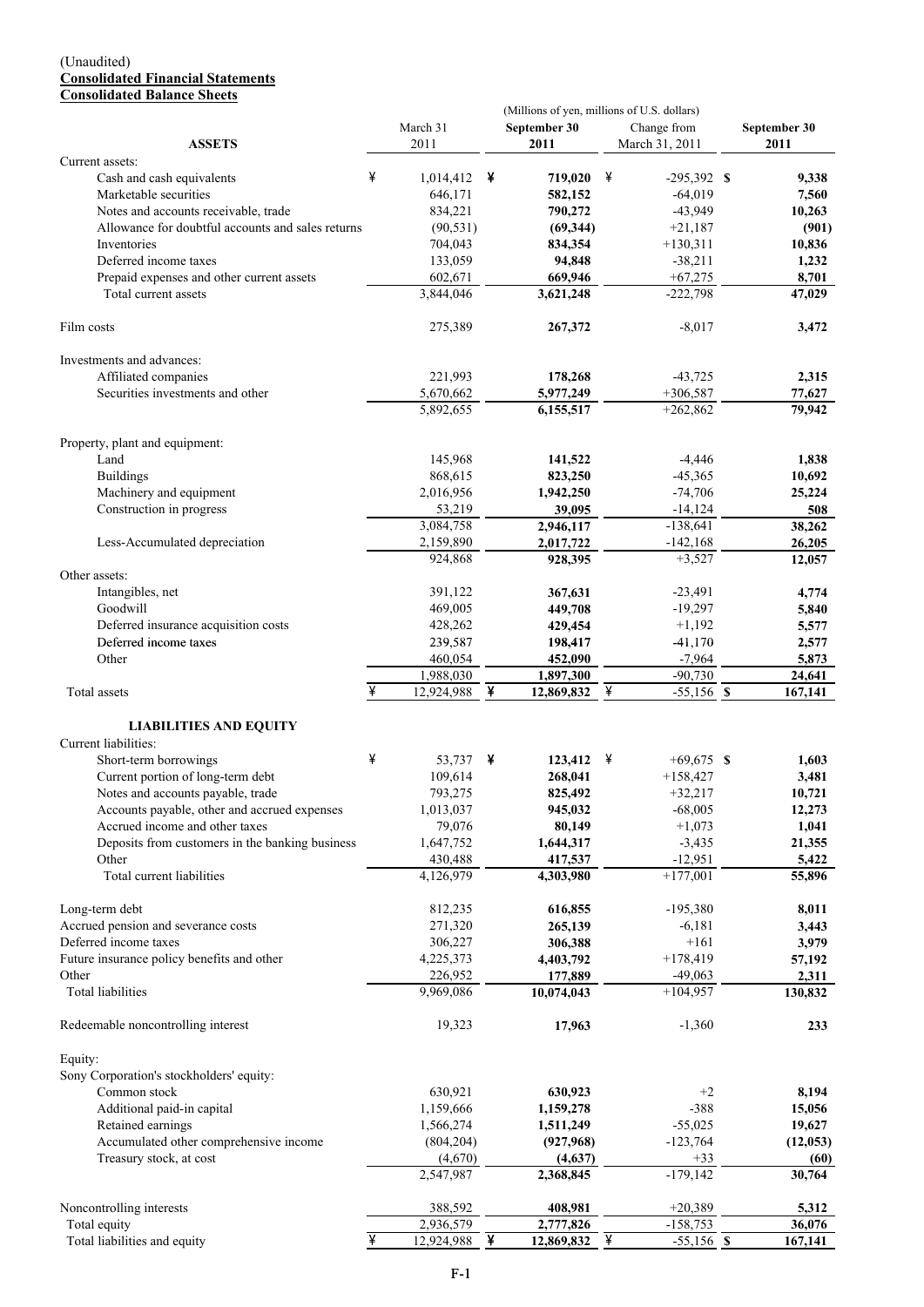(Unaudited)

**Consolidated Financial Statements**

**Consolidated Balance Sheets**

| | March 31 2011 | September 30 2011 | Change from March 31, 2011 | September 30 2011 |
|---|---|---|---|---|
| | (Millions of yen, millions of U.S. dollars) | | | |
| **ASSETS** | | | | |
| Current assets: | | | | |
| Cash and cash equivalents | ¥ 1,014,412 | ¥ **719,020** | ¥ -295,392 | $ **9,338** |
| Marketable securities | 646,171 | **582,152** | -64,019 | **7,560** |
| Notes and accounts receivable, trade | 834,221 | **790,272** | -43,949 | **10,263** |
| Allowance for doubtful accounts and sales returns | (90,531) | **(69,344)** | +21,187 | **(901)** |
| Inventories | 704,043 | **834,354** | +130,311 | **10,836** |
| Deferred income taxes | 133,059 | **94,848** | -38,211 | **1,232** |
| Prepaid expenses and other current assets | 602,671 | **669,946** | +67,275 | **8,701** |
| Total current assets | 3,844,046 | **3,621,248** | -222,798 | **47,029** |
| Film costs | 275,389 | **267,372** | -8,017 | **3,472** |
| Investments and advances: | | | | |
| Affiliated companies | 221,993 | **178,268** | -43,725 | **2,315** |
| Securities investments and other | 5,670,662 | **5,977,249** | +306,587 | **77,627** |
| | 5,892,655 | **6,155,517** | +262,862 | **79,942** |
| Property, plant and equipment: | | | | |
| Land | 145,968 | **141,522** | -4,446 | **1,838** |
| Buildings | 868,615 | **823,250** | -45,365 | **10,692** |
| Machinery and equipment | 2,016,956 | **1,942,250** | -74,706 | **25,224** |
| Construction in progress | 53,219 | **39,095** | -14,124 | **508** |
| | 3,084,758 | **2,946,117** | -138,641 | **38,262** |
| Less-Accumulated depreciation | 2,159,890 | **2,017,722** | -142,168 | **26,205** |
| | 924,868 | **928,395** | +3,527 | **12,057** |
| Other assets: | | | | |
| Intangibles, net | 391,122 | **367,631** | -23,491 | **4,774** |
| Goodwill | 469,005 | **449,708** | -19,297 | **5,840** |
| Deferred insurance acquisition costs | 428,262 | **429,454** | +1,192 | **5,577** |
| Deferred income taxes | 239,587 | **198,417** | -41,170 | **2,577** |
| Other | 460,054 | **452,090** | -7,964 | **5,873** |
| | 1,988,030 | **1,897,300** | -90,730 | **24,641** |
| Total assets | ¥ 12,924,988 | ¥ **12,869,832** | ¥ -55,156 | $ **167,141** |
| **LIABILITIES AND EQUITY** | | | | |
| Current liabilities: | | | | |
| Short-term borrowings | ¥ 53,737 | ¥ **123,412** | ¥ +69,675 | $ **1,603** |
| Current portion of long-term debt | 109,614 | **268,041** | +158,427 | **3,481** |
| Notes and accounts payable, trade | 793,275 | **825,492** | +32,217 | **10,721** |
| Accounts payable, other and accrued expenses | 1,013,037 | **945,032** | -68,005 | **12,273** |
| Accrued income and other taxes | 79,076 | **80,149** | +1,073 | **1,041** |
| Deposits from customers in the banking business | 1,647,752 | **1,644,317** | -3,435 | **21,355** |
| Other | 430,488 | **417,537** | -12,951 | **5,422** |
| Total current liabilities | 4,126,979 | **4,303,980** | +177,001 | **55,896** |
| Long-term debt | 812,235 | **616,855** | -195,380 | **8,011** |
| Accrued pension and severance costs | 271,320 | **265,139** | -6,181 | **3,443** |
| Deferred income taxes | 306,227 | **306,388** | +161 | **3,979** |
| Future insurance policy benefits and other | 4,225,373 | **4,403,792** | +178,419 | **57,192** |
| Other | 226,952 | **177,889** | -49,063 | **2,311** |
| Total liabilities | 9,969,086 | **10,074,043** | +104,957 | **130,832** |
| Redeemable noncontrolling interest | 19,323 | **17,963** | -1,360 | **233** |
| Equity: | | | | |
| Sony Corporation's stockholders' equity: | | | | |
| Common stock | 630,921 | **630,923** | +2 | **8,194** |
| Additional paid-in capital | 1,159,666 | **1,159,278** | -388 | **15,056** |
| Retained earnings | 1,566,274 | **1,511,249** | -55,025 | **19,627** |
| Accumulated other comprehensive income | (804,204) | **(927,968)** | -123,764 | **(12,053)** |
| Treasury stock, at cost | (4,670) | **(4,637)** | +33 | **(60)** |
| | 2,547,987 | **2,368,845** | -179,142 | **30,764** |
| Noncontrolling interests | 388,592 | **408,981** | +20,389 | **5,312** |
| Total equity | 2,936,579 | **2,777,826** | -158,753 | **36,076** |
| Total liabilities and equity | ¥ 12,924,988 | ¥ **12,869,832** | ¥ -55,156 | $ **167,141** |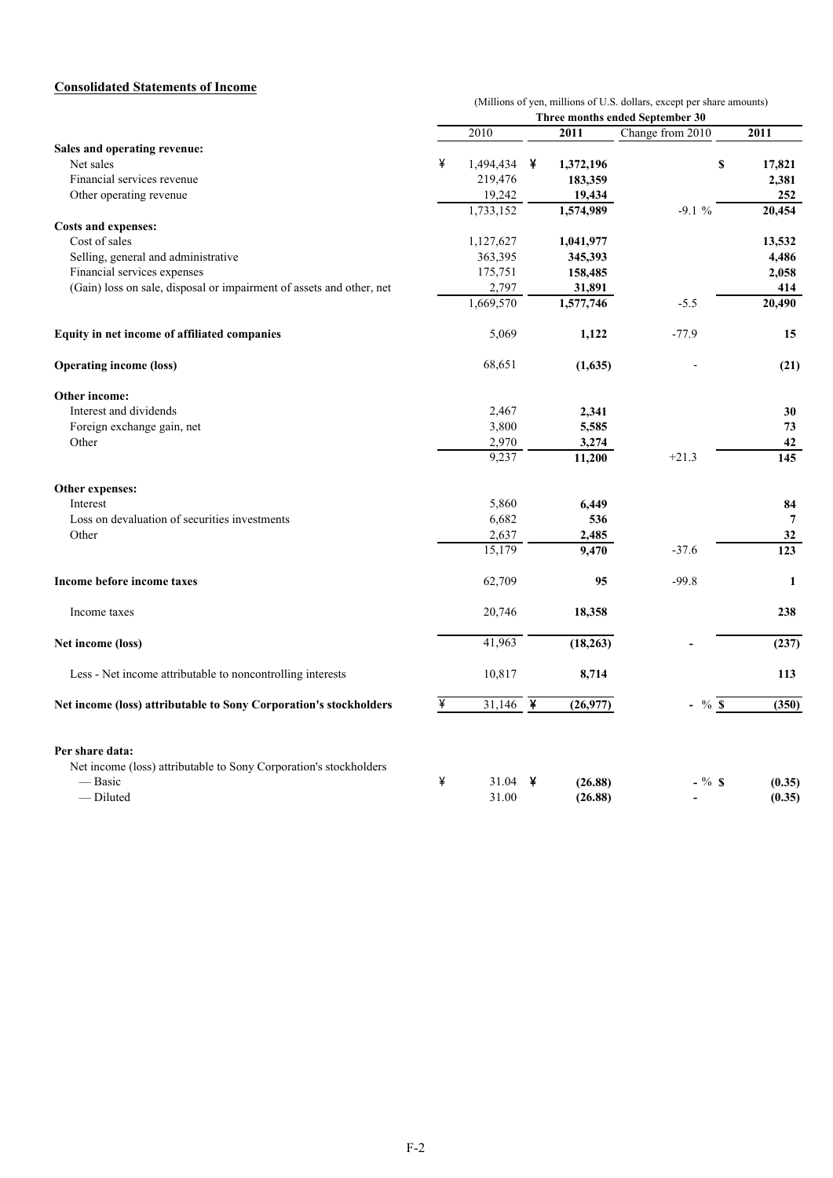## Consolidated Statements of Income

(Millions of yen, millions of U.S. dollars, except per share amounts)

| | Three months ended September 30 | | | |
|---|---|---|---|---|
| | 2010 | 2011 | Change from 2010 | 2011 |
| **Sales and operating revenue:** | | | | |
| Net sales | ¥ 1,494,434 | ¥ **1,372,196** | | $ **17,821** |
| Financial services revenue | 219,476 | **183,359** | | **2,381** |
| Other operating revenue | 19,242 | **19,434** | | **252** |
| | 1,733,152 | **1,574,989** | -9.1 % | **20,454** |
| **Costs and expenses:** | | | | |
| Cost of sales | 1,127,627 | **1,041,977** | | **13,532** |
| Selling, general and administrative | 363,395 | **345,393** | | **4,486** |
| Financial services expenses | 175,751 | **158,485** | | **2,058** |
| (Gain) loss on sale, disposal or impairment of assets and other, net | 2,797 | **31,891** | | **414** |
| | 1,669,570 | **1,577,746** | -5.5 | **20,490** |
| **Equity in net income of affiliated companies** | 5,069 | **1,122** | -77.9 | **15** |
| **Operating income (loss)** | 68,651 | **(1,635)** | - | **(21)** |
| **Other income:** | | | | |
| Interest and dividends | 2,467 | **2,341** | | **30** |
| Foreign exchange gain, net | 3,800 | **5,585** | | **73** |
| Other | 2,970 | **3,274** | | **42** |
| | 9,237 | **11,200** | +21.3 | **145** |
| **Other expenses:** | | | | |
| Interest | 5,860 | **6,449** | | **84** |
| Loss on devaluation of securities investments | 6,682 | **536** | | **7** |
| Other | 2,637 | **2,485** | | **32** |
| | 15,179 | **9,470** | -37.6 | **123** |
| **Income before income taxes** | 62,709 | **95** | -99.8 | **1** |
| Income taxes | 20,746 | **18,358** | | **238** |
| **Net income (loss)** | 41,963 | **(18,263)** | - | **(237)** |
| Less - Net income attributable to noncontrolling interests | 10,817 | **8,714** | | **113** |
| **Net income (loss) attributable to Sony Corporation's stockholders** | ¥ 31,146 | ¥ **(26,977)** | - % | $ **(350)** |
| **Per share data:** | | | | |
| Net income (loss) attributable to Sony Corporation's stockholders | | | | |
| — Basic | ¥ 31.04 | ¥ **(26.88)** | - % | $ **(0.35)** |
| — Diluted | 31.00 | **(26.88)** | - | **(0.35)** |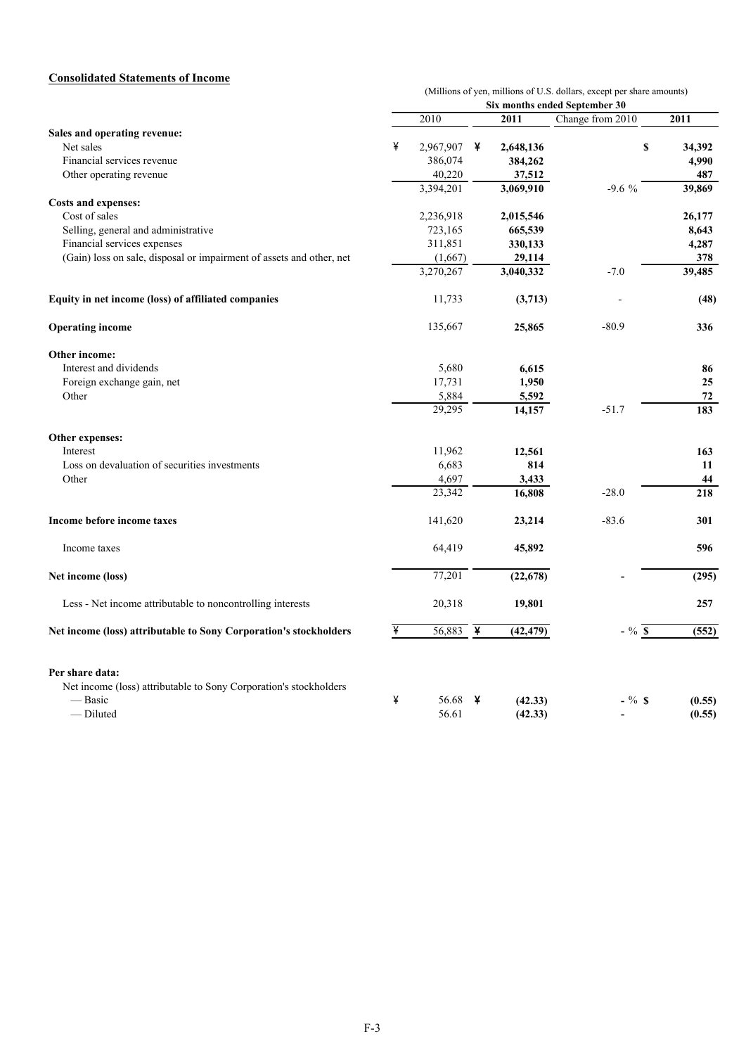## Consolidated Statements of Income

(Millions of yen, millions of U.S. dollars, except per share amounts)

| | Six months ended September 30 | | | |
|---|---|---|---|---|
| | 2010 | 2011 | Change from 2010 | 2011 |
| **Sales and operating revenue:** | | | | |
| Net sales | ¥ 2,967,907 | ¥ **2,648,136** | | $ **34,392** |
| Financial services revenue | 386,074 | **384,262** | | **4,990** |
| Other operating revenue | 40,220 | **37,512** | | **487** |
| | 3,394,201 | **3,069,910** | -9.6 % | **39,869** |
| **Costs and expenses:** | | | | |
| Cost of sales | 2,236,918 | **2,015,546** | | **26,177** |
| Selling, general and administrative | 723,165 | **665,539** | | **8,643** |
| Financial services expenses | 311,851 | **330,133** | | **4,287** |
| (Gain) loss on sale, disposal or impairment of assets and other, net | (1,667) | **29,114** | | **378** |
| | 3,270,267 | **3,040,332** | -7.0 | **39,485** |
| **Equity in net income (loss) of affiliated companies** | 11,733 | **(3,713)** | - | **(48)** |
| **Operating income** | 135,667 | **25,865** | -80.9 | **336** |
| **Other income:** | | | | |
| Interest and dividends | 5,680 | **6,615** | | **86** |
| Foreign exchange gain, net | 17,731 | **1,950** | | **25** |
| Other | 5,884 | **5,592** | | **72** |
| | 29,295 | **14,157** | -51.7 | **183** |
| **Other expenses:** | | | | |
| Interest | 11,962 | **12,561** | | **163** |
| Loss on devaluation of securities investments | 6,683 | **814** | | **11** |
| Other | 4,697 | **3,433** | | **44** |
| | 23,342 | **16,808** | -28.0 | **218** |
| **Income before income taxes** | 141,620 | **23,214** | -83.6 | **301** |
| Income taxes | 64,419 | **45,892** | | **596** |
| **Net income (loss)** | 77,201 | **(22,678)** | - | **(295)** |
| Less - Net income attributable to noncontrolling interests | 20,318 | **19,801** | | **257** |
| **Net income (loss) attributable to Sony Corporation's stockholders** | ¥ 56,883 | ¥ **(42,479)** | - % | $ **(552)** |
| **Per share data:** | | | | |
| Net income (loss) attributable to Sony Corporation's stockholders | | | | |
| — Basic | ¥ 56.68 | ¥ **(42.33)** | - % | $ **(0.55)** |
| — Diluted | 56.61 | **(42.33)** | - | **(0.55)** |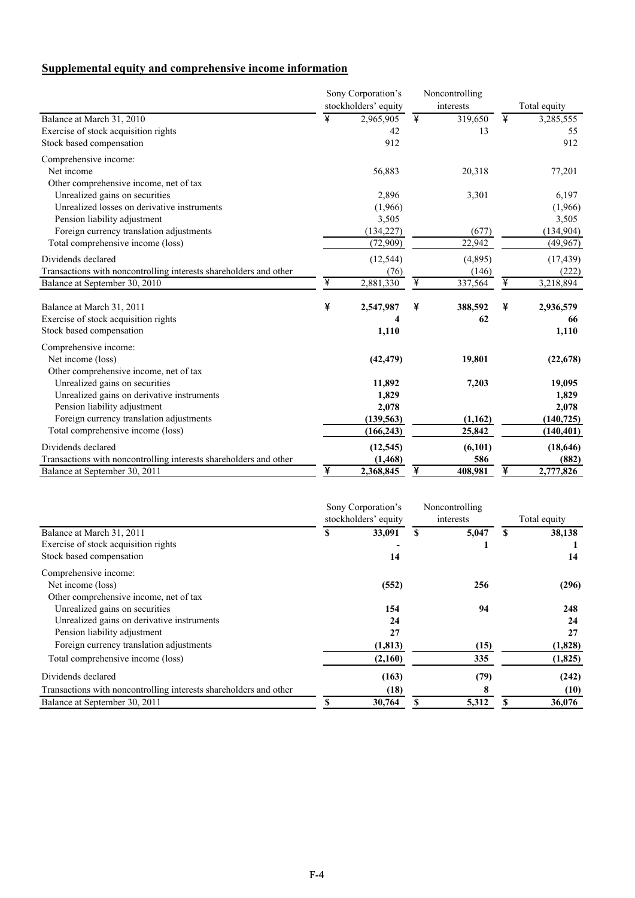## Supplemental equity and comprehensive income information

| | Sony Corporation's stockholders' equity | Noncontrolling interests | Total equity |
|---|---|---|---|
| Balance at March 31, 2010 | ¥ 2,965,905 | ¥ 319,650 | ¥ 3,285,555 |
| Exercise of stock acquisition rights | 42 | 13 | 55 |
| Stock based compensation | 912 | | 912 |
| Comprehensive income: | | | |
| Net income | 56,883 | 20,318 | 77,201 |
| Other comprehensive income, net of tax | | | |
| Unrealized gains on securities | 2,896 | 3,301 | 6,197 |
| Unrealized losses on derivative instruments | (1,966) | | (1,966) |
| Pension liability adjustment | 3,505 | | 3,505 |
| Foreign currency translation adjustments | (134,227) | (677) | (134,904) |
| Total comprehensive income (loss) | (72,909) | 22,942 | (49,967) |
| Dividends declared | (12,544) | (4,895) | (17,439) |
| Transactions with noncontrolling interests shareholders and other | (76) | (146) | (222) |
| Balance at September 30, 2010 | ¥ 2,881,330 | ¥ 337,564 | ¥ 3,218,894 |
| | | | |
| **Balance at March 31, 2011** | **¥ 2,547,987** | **¥ 388,592** | **¥ 2,936,579** |
| Exercise of stock acquisition rights | **4** | **62** | **66** |
| Stock based compensation | **1,110** | | **1,110** |
| Comprehensive income: | | | |
| Net income (loss) | **(42,479)** | **19,801** | **(22,678)** |
| Other comprehensive income, net of tax | | | |
| Unrealized gains on securities | **11,892** | **7,203** | **19,095** |
| Unrealized gains on derivative instruments | **1,829** | | **1,829** |
| Pension liability adjustment | **2,078** | | **2,078** |
| Foreign currency translation adjustments | **(139,563)** | **(1,162)** | **(140,725)** |
| Total comprehensive income (loss) | **(166,243)** | **25,842** | **(140,401)** |
| Dividends declared | **(12,545)** | **(6,101)** | **(18,646)** |
| Transactions with noncontrolling interests shareholders and other | **(1,468)** | **586** | **(882)** |
| Balance at September 30, 2011 | **¥ 2,368,845** | **¥ 408,981** | **¥ 2,777,826** |

| | Sony Corporation's stockholders' equity | Noncontrolling interests | Total equity |
|---|---|---|---|
| Balance at March 31, 2011 | **$ 33,091** | **$ 5,047** | **$ 38,138** |
| Exercise of stock acquisition rights | **-** | **1** | **1** |
| Stock based compensation | **14** | | **14** |
| Comprehensive income: | | | |
| Net income (loss) | **(552)** | **256** | **(296)** |
| Other comprehensive income, net of tax | | | |
| Unrealized gains on securities | **154** | **94** | **248** |
| Unrealized gains on derivative instruments | **24** | | **24** |
| Pension liability adjustment | **27** | | **27** |
| Foreign currency translation adjustments | **(1,813)** | **(15)** | **(1,828)** |
| Total comprehensive income (loss) | **(2,160)** | **335** | **(1,825)** |
| Dividends declared | **(163)** | **(79)** | **(242)** |
| Transactions with noncontrolling interests shareholders and other | **(18)** | **8** | **(10)** |
| Balance at September 30, 2011 | **$ 30,764** | **$ 5,312** | **$ 36,076** |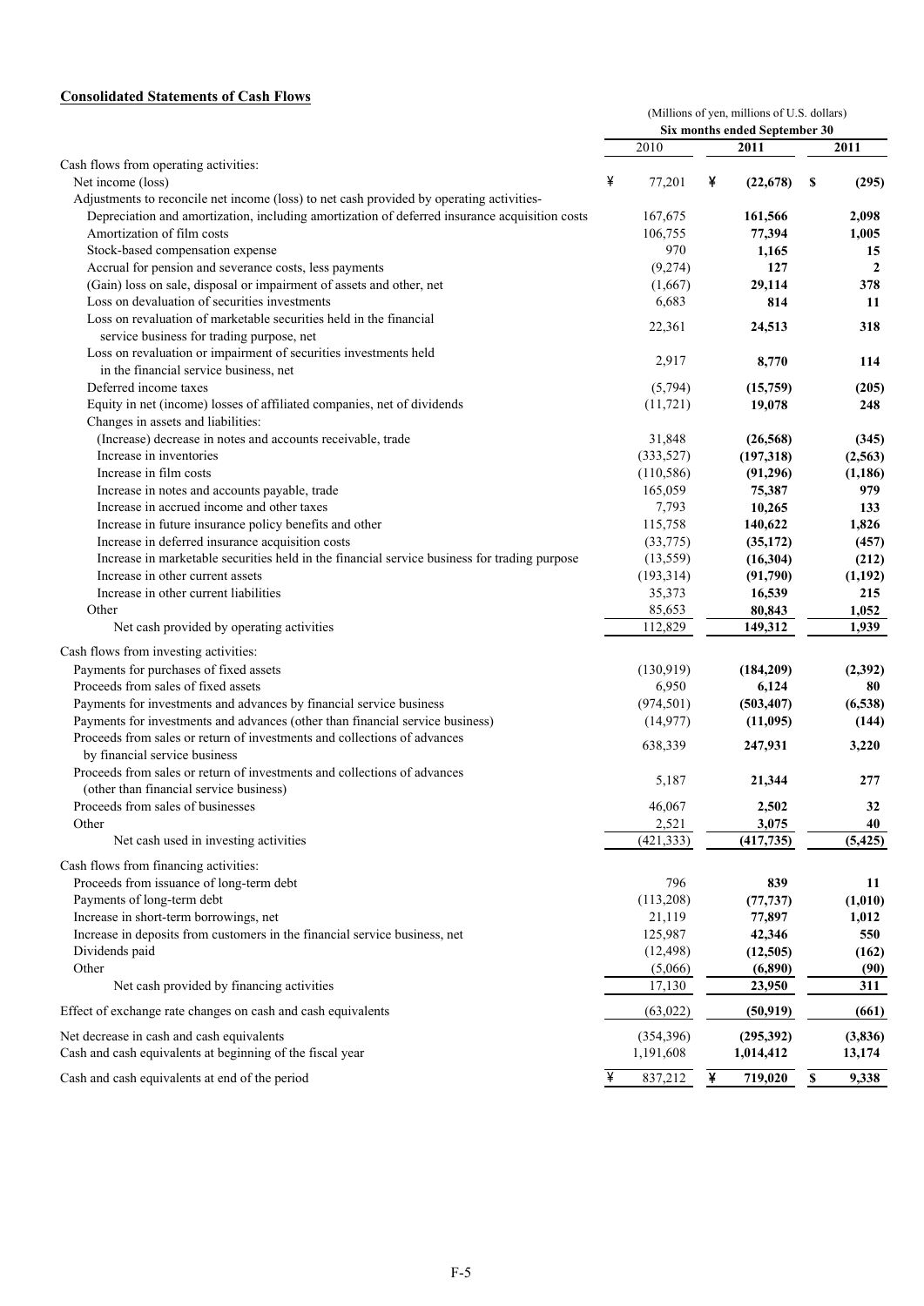**Consolidated Statements of Cash Flows**

| | (Millions of yen, millions of U.S. dollars) | | |
|---|---|---|---|
| | Six months ended September 30 | | |
| | 2010 | 2011 | 2011 |
| Cash flows from operating activities: | | | |
| Net income (loss) | ¥ 77,201 | ¥ **(22,678)** | $ **(295)** |
| Adjustments to reconcile net income (loss) to net cash provided by operating activities- | | | |
| Depreciation and amortization, including amortization of deferred insurance acquisition costs | 167,675 | **161,566** | **2,098** |
| Amortization of film costs | 106,755 | **77,394** | **1,005** |
| Stock-based compensation expense | 970 | **1,165** | **15** |
| Accrual for pension and severance costs, less payments | (9,274) | **127** | **2** |
| (Gain) loss on sale, disposal or impairment of assets and other, net | (1,667) | **29,114** | **378** |
| Loss on devaluation of securities investments | 6,683 | **814** | **11** |
| Loss on revaluation of marketable securities held in the financial service business for trading purpose, net | 22,361 | **24,513** | **318** |
| Loss on revaluation or impairment of securities investments held in the financial service business, net | 2,917 | **8,770** | **114** |
| Deferred income taxes | (5,794) | **(15,759)** | **(205)** |
| Equity in net (income) losses of affiliated companies, net of dividends | (11,721) | **19,078** | **248** |
| Changes in assets and liabilities: | | | |
| (Increase) decrease in notes and accounts receivable, trade | 31,848 | **(26,568)** | **(345)** |
| Increase in inventories | (333,527) | **(197,318)** | **(2,563)** |
| Increase in film costs | (110,586) | **(91,296)** | **(1,186)** |
| Increase in notes and accounts payable, trade | 165,059 | **75,387** | **979** |
| Increase in accrued income and other taxes | 7,793 | **10,265** | **133** |
| Increase in future insurance policy benefits and other | 115,758 | **140,622** | **1,826** |
| Increase in deferred insurance acquisition costs | (33,775) | **(35,172)** | **(457)** |
| Increase in marketable securities held in the financial service business for trading purpose | (13,559) | **(16,304)** | **(212)** |
| Increase in other current assets | (193,314) | **(91,790)** | **(1,192)** |
| Increase in other current liabilities | 35,373 | **16,539** | **215** |
| Other | 85,653 | **80,843** | **1,052** |
| Net cash provided by operating activities | 112,829 | **149,312** | **1,939** |
| Cash flows from investing activities: | | | |
| Payments for purchases of fixed assets | (130,919) | **(184,209)** | **(2,392)** |
| Proceeds from sales of fixed assets | 6,950 | **6,124** | **80** |
| Payments for investments and advances by financial service business | (974,501) | **(503,407)** | **(6,538)** |
| Payments for investments and advances (other than financial service business) | (14,977) | **(11,095)** | **(144)** |
| Proceeds from sales or return of investments and collections of advances by financial service business | 638,339 | **247,931** | **3,220** |
| Proceeds from sales or return of investments and collections of advances (other than financial service business) | 5,187 | **21,344** | **277** |
| Proceeds from sales of businesses | 46,067 | **2,502** | **32** |
| Other | 2,521 | **3,075** | **40** |
| Net cash used in investing activities | (421,333) | **(417,735)** | **(5,425)** |
| Cash flows from financing activities: | | | |
| Proceeds from issuance of long-term debt | 796 | **839** | **11** |
| Payments of long-term debt | (113,208) | **(77,737)** | **(1,010)** |
| Increase in short-term borrowings, net | 21,119 | **77,897** | **1,012** |
| Increase in deposits from customers in the financial service business, net | 125,987 | **42,346** | **550** |
| Dividends paid | (12,498) | **(12,505)** | **(162)** |
| Other | (5,066) | **(6,890)** | **(90)** |
| Net cash provided by financing activities | 17,130 | **23,950** | **311** |
| Effect of exchange rate changes on cash and cash equivalents | (63,022) | **(50,919)** | **(661)** |
| Net decrease in cash and cash equivalents | (354,396) | **(295,392)** | **(3,836)** |
| Cash and cash equivalents at beginning of the fiscal year | 1,191,608 | **1,014,412** | **13,174** |
| Cash and cash equivalents at end of the period | ¥ 837,212 | ¥ **719,020** | $ **9,338** |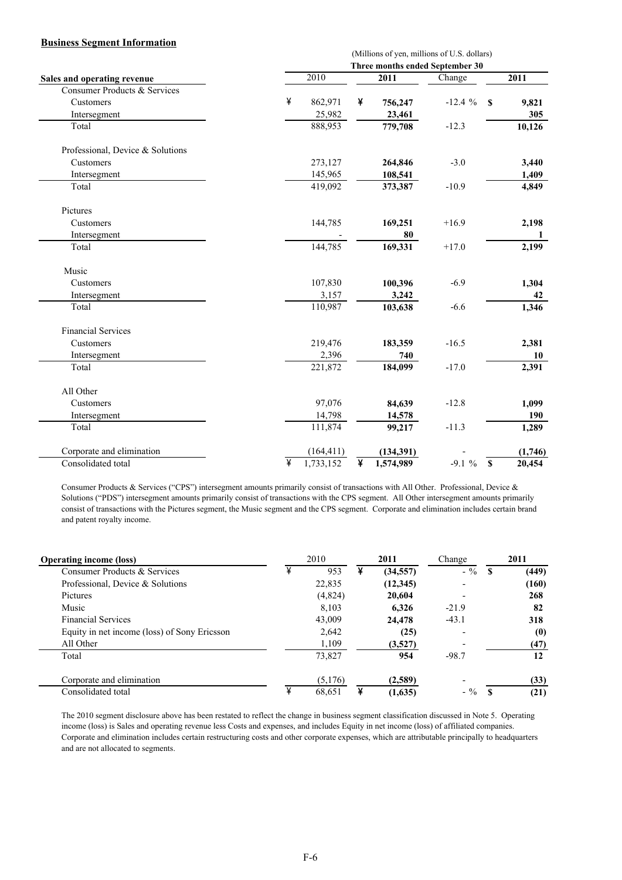## Business Segment Information

(Millions of yen, millions of U.S. dollars)

| Sales and operating revenue | Three months ended September 30 | | | |
|---|---|---|---|---|
| | 2010 | 2011 | Change | 2011 |
| **Consumer Products & Services** | | | | |
| Customers | ¥ 862,971 | ¥ **756,247** | -12.4 % | $ **9,821** |
| Intersegment | 25,982 | **23,461** | | **305** |
| Total | 888,953 | **779,708** | -12.3 | **10,126** |
| **Professional, Device & Solutions** | | | | |
| Customers | 273,127 | **264,846** | -3.0 | **3,440** |
| Intersegment | 145,965 | **108,541** | | **1,409** |
| Total | 419,092 | **373,387** | -10.9 | **4,849** |
| **Pictures** | | | | |
| Customers | 144,785 | **169,251** | +16.9 | **2,198** |
| Intersegment | - | **80** | | **1** |
| Total | 144,785 | **169,331** | +17.0 | **2,199** |
| **Music** | | | | |
| Customers | 107,830 | **100,396** | -6.9 | **1,304** |
| Intersegment | 3,157 | **3,242** | | **42** |
| Total | 110,987 | **103,638** | -6.6 | **1,346** |
| **Financial Services** | | | | |
| Customers | 219,476 | **183,359** | -16.5 | **2,381** |
| Intersegment | 2,396 | **740** | | **10** |
| Total | 221,872 | **184,099** | -17.0 | **2,391** |
| **All Other** | | | | |
| Customers | 97,076 | **84,639** | -12.8 | **1,099** |
| Intersegment | 14,798 | **14,578** | | **190** |
| Total | 111,874 | **99,217** | -11.3 | **1,289** |
| Corporate and elimination | (164,411) | **(134,391)** | - | **(1,746)** |
| Consolidated total | ¥ 1,733,152 | ¥ **1,574,989** | -9.1 % | $ **20,454** |

Consumer Products & Services ("CPS") intersegment amounts primarily consist of transactions with All Other. Professional, Device & Solutions ("PDS") intersegment amounts primarily consist of transactions with the CPS segment. All Other intersegment amounts primarily consist of transactions with the Pictures segment, the Music segment and the CPS segment. Corporate and elimination includes certain brand and patent royalty income.

| Operating income (loss) | 2010 | 2011 | Change | 2011 |
|---|---|---|---|---|
| Consumer Products & Services | ¥ 953 | ¥ **(34,557)** | - % | $ **(449)** |
| Professional, Device & Solutions | 22,835 | **(12,345)** | - | **(160)** |
| Pictures | (4,824) | **20,604** | - | **268** |
| Music | 8,103 | **6,326** | -21.9 | **82** |
| Financial Services | 43,009 | **24,478** | -43.1 | **318** |
| Equity in net income (loss) of Sony Ericsson | 2,642 | **(25)** | - | **(0)** |
| All Other | 1,109 | **(3,527)** | - | **(47)** |
| Total | 73,827 | **954** | -98.7 | **12** |
| Corporate and elimination | (5,176) | **(2,589)** | - | **(33)** |
| Consolidated total | ¥ 68,651 | ¥ **(1,635)** | - % | $ **(21)** |

The 2010 segment disclosure above has been restated to reflect the change in business segment classification discussed in Note 5. Operating income (loss) is Sales and operating revenue less Costs and expenses, and includes Equity in net income (loss) of affiliated companies. Corporate and elimination includes certain restructuring costs and other corporate expenses, which are attributable principally to headquarters and are not allocated to segments.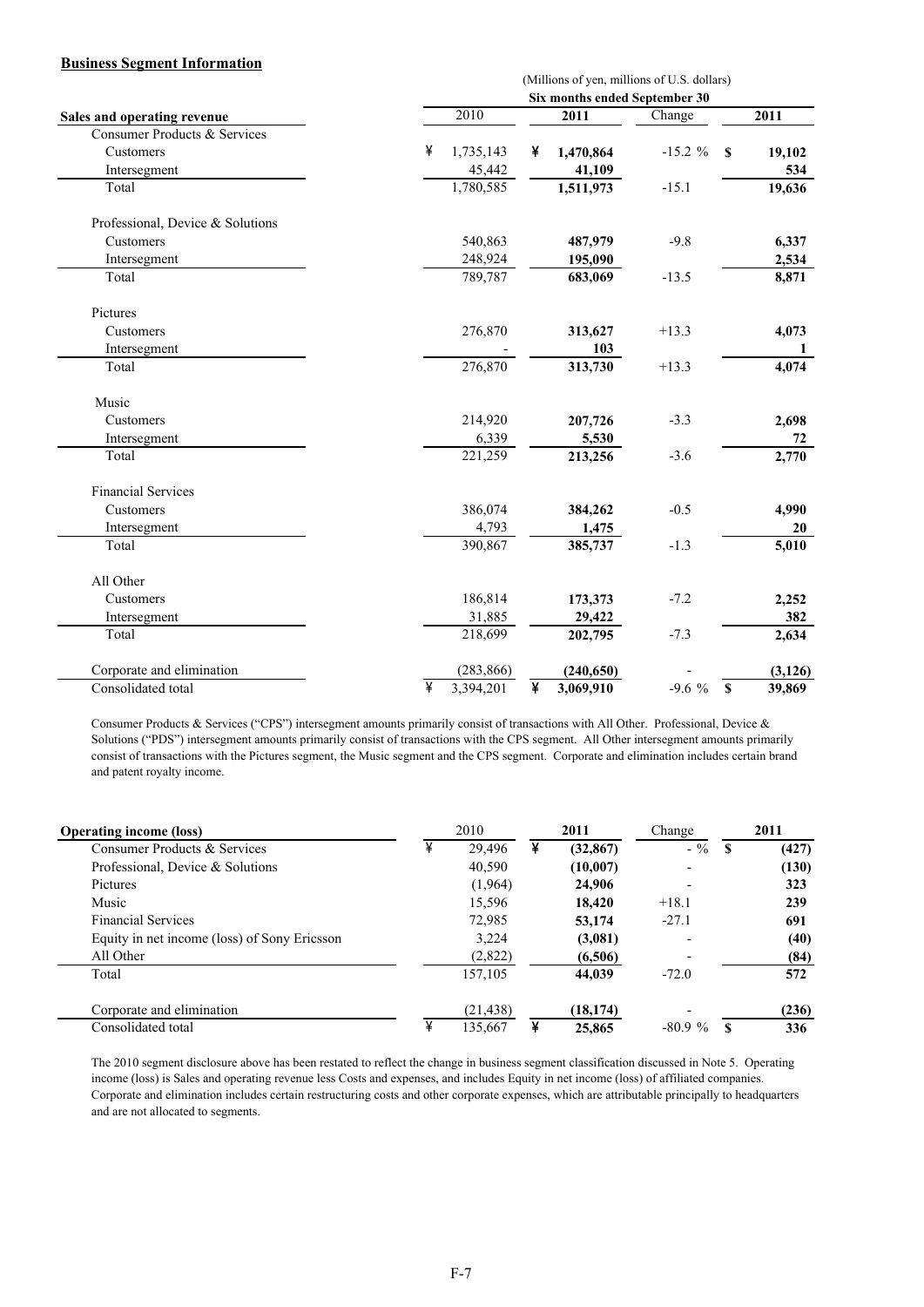**Business Segment Information**

| | (Millions of yen, millions of U.S. dollars) | | | |
|---|---|---|---|---|
| | Six months ended September 30 | | | |
| **Sales and operating revenue** | 2010 | **2011** | Change | **2011** |
| Consumer Products & Services | | | | |
| Customers | ¥ 1,735,143 | ¥ **1,470,864** | -15.2 % | $ **19,102** |
| Intersegment | 45,442 | **41,109** | | **534** |
| Total | 1,780,585 | **1,511,973** | -15.1 | **19,636** |
| Professional, Device & Solutions | | | | |
| Customers | 540,863 | **487,979** | -9.8 | **6,337** |
| Intersegment | 248,924 | **195,090** | | **2,534** |
| Total | 789,787 | **683,069** | -13.5 | **8,871** |
| Pictures | | | | |
| Customers | 276,870 | **313,627** | +13.3 | **4,073** |
| Intersegment | - | **103** | | **1** |
| Total | 276,870 | **313,730** | +13.3 | **4,074** |
| Music | | | | |
| Customers | 214,920 | **207,726** | -3.3 | **2,698** |
| Intersegment | 6,339 | **5,530** | | **72** |
| Total | 221,259 | **213,256** | -3.6 | **2,770** |
| Financial Services | | | | |
| Customers | 386,074 | **384,262** | -0.5 | **4,990** |
| Intersegment | 4,793 | **1,475** | | **20** |
| Total | 390,867 | **385,737** | -1.3 | **5,010** |
| All Other | | | | |
| Customers | 186,814 | **173,373** | -7.2 | **2,252** |
| Intersegment | 31,885 | **29,422** | | **382** |
| Total | 218,699 | **202,795** | -7.3 | **2,634** |
| Corporate and elimination | (283,866) | **(240,650)** | - | **(3,126)** |
| Consolidated total | ¥ 3,394,201 | ¥ **3,069,910** | -9.6 % | $ **39,869** |

Consumer Products & Services ("CPS") intersegment amounts primarily consist of transactions with All Other. Professional, Device & Solutions ("PDS") intersegment amounts primarily consist of transactions with the CPS segment. All Other intersegment amounts primarily consist of transactions with the Pictures segment, the Music segment and the CPS segment. Corporate and elimination includes certain brand and patent royalty income.

| **Operating income (loss)** | 2010 | **2011** | Change | **2011** |
|---|---|---|---|---|
| Consumer Products & Services | ¥ 29,496 | ¥ **(32,867)** | - % | $ **(427)** |
| Professional, Device & Solutions | 40,590 | **(10,007)** | - | **(130)** |
| Pictures | (1,964) | **24,906** | - | **323** |
| Music | 15,596 | **18,420** | +18.1 | **239** |
| Financial Services | 72,985 | **53,174** | -27.1 | **691** |
| Equity in net income (loss) of Sony Ericsson | 3,224 | **(3,081)** | - | **(40)** |
| All Other | (2,822) | **(6,506)** | - | **(84)** |
| Total | 157,105 | **44,039** | -72.0 | **572** |
| Corporate and elimination | (21,438) | **(18,174)** | - | **(236)** |
| Consolidated total | ¥ 135,667 | ¥ **25,865** | -80.9 % | $ **336** |

The 2010 segment disclosure above has been restated to reflect the change in business segment classification discussed in Note 5. Operating income (loss) is Sales and operating revenue less Costs and expenses, and includes Equity in net income (loss) of affiliated companies. Corporate and elimination includes certain restructuring costs and other corporate expenses, which are attributable principally to headquarters and are not allocated to segments.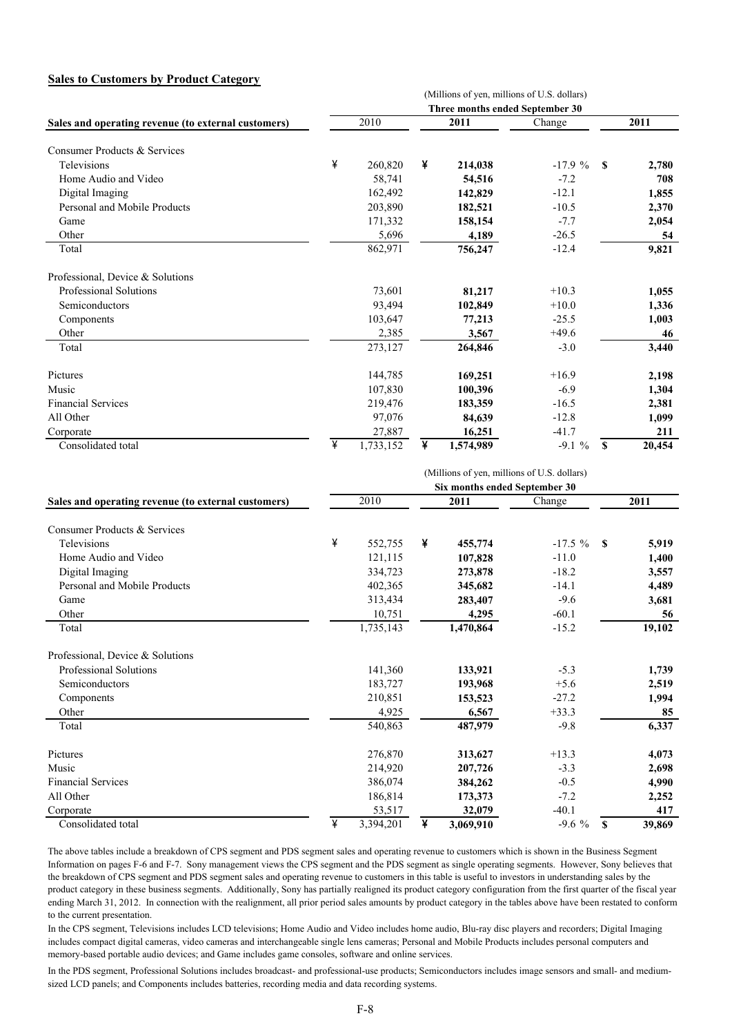**Sales to Customers by Product Category**

| Sales and operating revenue (to external customers) | (Millions of yen, millions of U.S. dollars) Three months ended September 30 | | | |
|---|---|---|---|---|
| | 2010 | 2011 | Change | 2011 |
| Consumer Products & Services | | | | |
| Televisions | ¥ 260,820 | ¥ **214,038** | -17.9 % | $ **2,780** |
| Home Audio and Video | 58,741 | **54,516** | -7.2 | **708** |
| Digital Imaging | 162,492 | **142,829** | -12.1 | **1,855** |
| Personal and Mobile Products | 203,890 | **182,521** | -10.5 | **2,370** |
| Game | 171,332 | **158,154** | -7.7 | **2,054** |
| Other | 5,696 | **4,189** | -26.5 | **54** |
| Total | 862,971 | **756,247** | -12.4 | **9,821** |
| Professional, Device & Solutions | | | | |
| Professional Solutions | 73,601 | **81,217** | +10.3 | **1,055** |
| Semiconductors | 93,494 | **102,849** | +10.0 | **1,336** |
| Components | 103,647 | **77,213** | -25.5 | **1,003** |
| Other | 2,385 | **3,567** | +49.6 | **46** |
| Total | 273,127 | **264,846** | -3.0 | **3,440** |
| Pictures | 144,785 | **169,251** | +16.9 | **2,198** |
| Music | 107,830 | **100,396** | -6.9 | **1,304** |
| Financial Services | 219,476 | **183,359** | -16.5 | **2,381** |
| All Other | 97,076 | **84,639** | -12.8 | **1,099** |
| Corporate | 27,887 | **16,251** | -41.7 | **211** |
| Consolidated total | ¥ 1,733,152 | ¥ **1,574,989** | -9.1 % | $ **20,454** |

| Sales and operating revenue (to external customers) | (Millions of yen, millions of U.S. dollars) Six months ended September 30 | | | |
|---|---|---|---|---|
| | 2010 | 2011 | Change | 2011 |
| Consumer Products & Services | | | | |
| Televisions | ¥ 552,755 | ¥ **455,774** | -17.5 % | $ **5,919** |
| Home Audio and Video | 121,115 | **107,828** | -11.0 | **1,400** |
| Digital Imaging | 334,723 | **273,878** | -18.2 | **3,557** |
| Personal and Mobile Products | 402,365 | **345,682** | -14.1 | **4,489** |
| Game | 313,434 | **283,407** | -9.6 | **3,681** |
| Other | 10,751 | **4,295** | -60.1 | **56** |
| Total | 1,735,143 | **1,470,864** | -15.2 | **19,102** |
| Professional, Device & Solutions | | | | |
| Professional Solutions | 141,360 | **133,921** | -5.3 | **1,739** |
| Semiconductors | 183,727 | **193,968** | +5.6 | **2,519** |
| Components | 210,851 | **153,523** | -27.2 | **1,994** |
| Other | 4,925 | **6,567** | +33.3 | **85** |
| Total | 540,863 | **487,979** | -9.8 | **6,337** |
| Pictures | 276,870 | **313,627** | +13.3 | **4,073** |
| Music | 214,920 | **207,726** | -3.3 | **2,698** |
| Financial Services | 386,074 | **384,262** | -0.5 | **4,990** |
| All Other | 186,814 | **173,373** | -7.2 | **2,252** |
| Corporate | 53,517 | **32,079** | -40.1 | **417** |
| Consolidated total | ¥ 3,394,201 | ¥ **3,069,910** | -9.6 % | $ **39,869** |

The above tables include a breakdown of CPS segment and PDS segment sales and operating revenue to customers which is shown in the Business Segment Information on pages F-6 and F-7. Sony management views the CPS segment and the PDS segment as single operating segments. However, Sony believes that the breakdown of CPS segment and PDS segment sales and operating revenue to customers in this table is useful to investors in understanding sales by the product category in these business segments. Additionally, Sony has partially realigned its product category configuration from the first quarter of the fiscal year ending March 31, 2012. In connection with the realignment, all prior period sales amounts by product category in the tables above have been restated to conform to the current presentation.

In the CPS segment, Televisions includes LCD televisions; Home Audio and Video includes home audio, Blu-ray disc players and recorders; Digital Imaging includes compact digital cameras, video cameras and interchangeable single lens cameras; Personal and Mobile Products includes personal computers and memory-based portable audio devices; and Game includes game consoles, software and online services.

In the PDS segment, Professional Solutions includes broadcast- and professional-use products; Semiconductors includes image sensors and small- and medium-sized LCD panels; and Components includes batteries, recording media and data recording systems.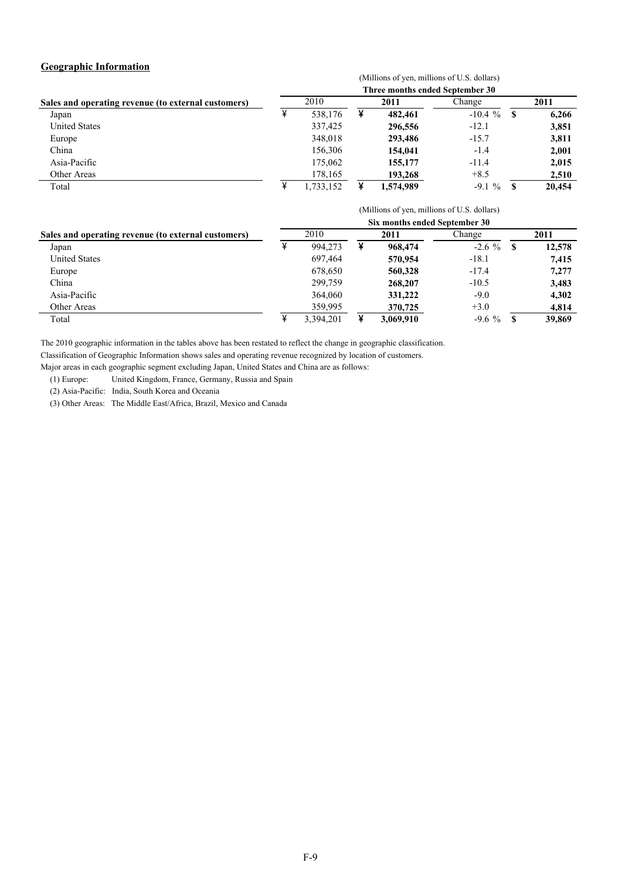## Geographic Information

(Millions of yen, millions of U.S. dollars)

| Sales and operating revenue (to external customers) | Three months ended September 30 | | | |
|---|---|---|---|---|
| | 2010 | **2011** | Change | **2011** |
| Japan | ¥ 538,176 | ¥ **482,461** | -10.4 % | $ **6,266** |
| United States | 337,425 | **296,556** | -12.1 | **3,851** |
| Europe | 348,018 | **293,486** | -15.7 | **3,811** |
| China | 156,306 | **154,041** | -1.4 | **2,001** |
| Asia-Pacific | 175,062 | **155,177** | -11.4 | **2,015** |
| Other Areas | 178,165 | **193,268** | +8.5 | **2,510** |
| Total | ¥ 1,733,152 | ¥ **1,574,989** | -9.1 % | $ **20,454** |

(Millions of yen, millions of U.S. dollars)

| Sales and operating revenue (to external customers) | Six months ended September 30 | | | |
|---|---|---|---|---|
| | 2010 | **2011** | Change | **2011** |
| Japan | ¥ 994,273 | ¥ **968,474** | -2.6 % | $ **12,578** |
| United States | 697,464 | **570,954** | -18.1 | **7,415** |
| Europe | 678,650 | **560,328** | -17.4 | **7,277** |
| China | 299,759 | **268,207** | -10.5 | **3,483** |
| Asia-Pacific | 364,060 | **331,222** | -9.0 | **4,302** |
| Other Areas | 359,995 | **370,725** | +3.0 | **4,814** |
| Total | ¥ 3,394,201 | ¥ **3,069,910** | -9.6 % | $ **39,869** |

The 2010 geographic information in the tables above has been restated to reflect the change in geographic classification.

Classification of Geographic Information shows sales and operating revenue recognized by location of customers.

Major areas in each geographic segment excluding Japan, United States and China are as follows:

(1) Europe: United Kingdom, France, Germany, Russia and Spain

(2) Asia-Pacific: India, South Korea and Oceania

(3) Other Areas: The Middle East/Africa, Brazil, Mexico and Canada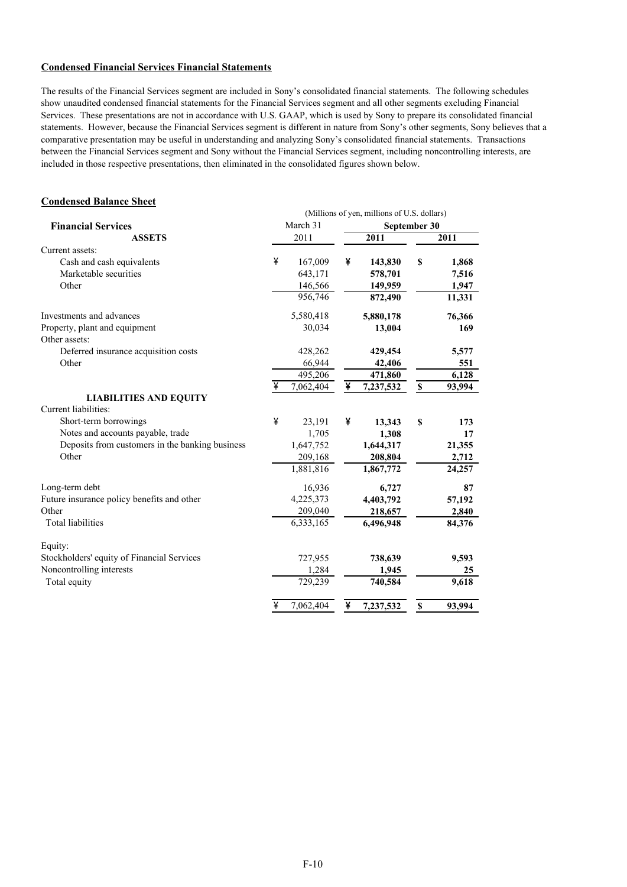## Condensed Financial Services Financial Statements

The results of the Financial Services segment are included in Sony's consolidated financial statements. The following schedules show unaudited condensed financial statements for the Financial Services segment and all other segments excluding Financial Services. These presentations are not in accordance with U.S. GAAP, which is used by Sony to prepare its consolidated financial statements. However, because the Financial Services segment is different in nature from Sony's other segments, Sony believes that a comparative presentation may be useful in understanding and analyzing Sony's consolidated financial statements. Transactions between the Financial Services segment and Sony without the Financial Services segment, including noncontrolling interests, are included in those respective presentations, then eliminated in the consolidated figures shown below.

## Condensed Balance Sheet

| | (Millions of yen, millions of U.S. dollars) | | |
|---|---|---|---|
| **Financial Services** | March 31 | **September 30** | |
| **ASSETS** | 2011 | **2011** | **2011** |
| Current assets: | | | |
| Cash and cash equivalents | ¥ 167,009 | ¥ **143,830** | $ **1,868** |
| Marketable securities | 643,171 | **578,701** | **7,516** |
| Other | 146,566 | **149,959** | **1,947** |
| | 956,746 | **872,490** | **11,331** |
| Investments and advances | 5,580,418 | **5,880,178** | **76,366** |
| Property, plant and equipment | 30,034 | **13,004** | **169** |
| Other assets: | | | |
| Deferred insurance acquisition costs | 428,262 | **429,454** | **5,577** |
| Other | 66,944 | **42,406** | **551** |
| | 495,206 | **471,860** | **6,128** |
| | ¥ 7,062,404 | ¥ **7,237,532** | $ **93,994** |
| **LIABILITIES AND EQUITY** | | | |
| Current liabilities: | | | |
| Short-term borrowings | ¥ 23,191 | ¥ **13,343** | $ **173** |
| Notes and accounts payable, trade | 1,705 | **1,308** | **17** |
| Deposits from customers in the banking business | 1,647,752 | **1,644,317** | **21,355** |
| Other | 209,168 | **208,804** | **2,712** |
| | 1,881,816 | **1,867,772** | **24,257** |
| Long-term debt | 16,936 | **6,727** | **87** |
| Future insurance policy benefits and other | 4,225,373 | **4,403,792** | **57,192** |
| Other | 209,040 | **218,657** | **2,840** |
| Total liabilities | 6,333,165 | **6,496,948** | **84,376** |
| Equity: | | | |
| Stockholders' equity of Financial Services | 727,955 | **738,639** | **9,593** |
| Noncontrolling interests | 1,284 | **1,945** | **25** |
| Total equity | 729,239 | **740,584** | **9,618** |
| | ¥ 7,062,404 | ¥ **7,237,532** | $ **93,994** |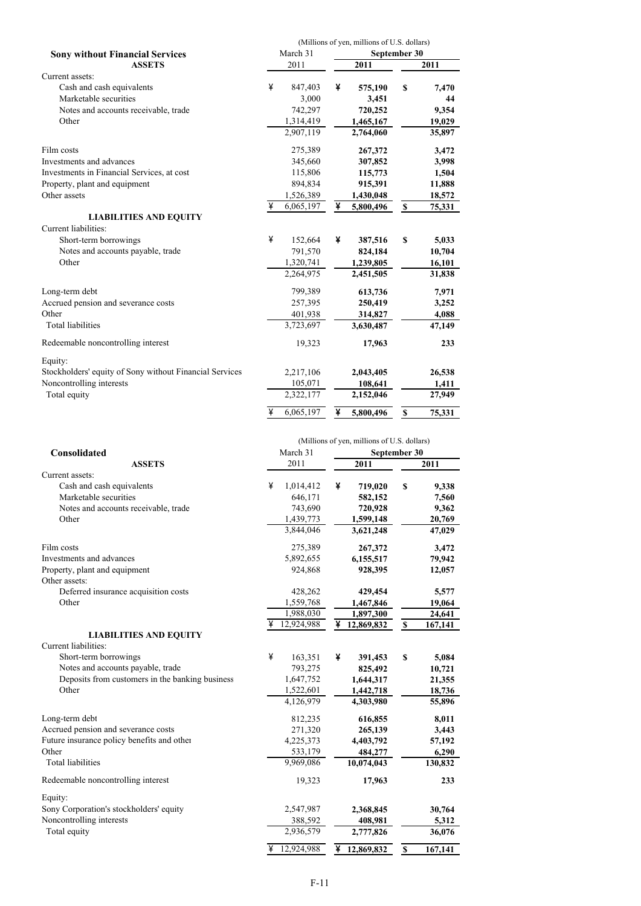| | (Millions of yen, millions of U.S. dollars) | | |
|---|---|---|---|
| **Sony without Financial Services** | March 31 | September 30 | |
| **ASSETS** | 2011 | **2011** | **2011** |
| Current assets: | | | |
| Cash and cash equivalents | ¥ 847,403 | ¥ **575,190** | $ **7,470** |
| Marketable securities | 3,000 | **3,451** | **44** |
| Notes and accounts receivable, trade | 742,297 | **720,252** | **9,354** |
| Other | 1,314,419 | **1,465,167** | **19,029** |
| | 2,907,119 | **2,764,060** | **35,897** |
| Film costs | 275,389 | **267,372** | **3,472** |
| Investments and advances | 345,660 | **307,852** | **3,998** |
| Investments in Financial Services, at cost | 115,806 | **115,773** | **1,504** |
| Property, plant and equipment | 894,834 | **915,391** | **11,888** |
| Other assets | 1,526,389 | **1,430,048** | **18,572** |
| | ¥ 6,065,197 | ¥ **5,800,496** | $ **75,331** |
| **LIABILITIES AND EQUITY** | | | |
| Current liabilities: | | | |
| Short-term borrowings | ¥ 152,664 | ¥ **387,516** | $ **5,033** |
| Notes and accounts payable, trade | 791,570 | **824,184** | **10,704** |
| Other | 1,320,741 | **1,239,805** | **16,101** |
| | 2,264,975 | **2,451,505** | **31,838** |
| Long-term debt | 799,389 | **613,736** | **7,971** |
| Accrued pension and severance costs | 257,395 | **250,419** | **3,252** |
| Other | 401,938 | **314,827** | **4,088** |
| Total liabilities | 3,723,697 | **3,630,487** | **47,149** |
| Redeemable noncontrolling interest | 19,323 | **17,963** | **233** |
| Equity: | | | |
| Stockholders' equity of Sony without Financial Services | 2,217,106 | **2,043,405** | **26,538** |
| Noncontrolling interests | 105,071 | **108,641** | **1,411** |
| Total equity | 2,322,177 | **2,152,046** | **27,949** |
| | ¥ 6,065,197 | ¥ **5,800,496** | $ **75,331** |

| | (Millions of yen, millions of U.S. dollars) | | |
|---|---|---|---|
| **Consolidated** | March 31 | September 30 | |
| **ASSETS** | 2011 | **2011** | **2011** |
| Current assets: | | | |
| Cash and cash equivalents | ¥ 1,014,412 | ¥ **719,020** | $ **9,338** |
| Marketable securities | 646,171 | **582,152** | **7,560** |
| Notes and accounts receivable, trade | 743,690 | **720,928** | **9,362** |
| Other | 1,439,773 | **1,599,148** | **20,769** |
| | 3,844,046 | **3,621,248** | **47,029** |
| Film costs | 275,389 | **267,372** | **3,472** |
| Investments and advances | 5,892,655 | **6,155,517** | **79,942** |
| Property, plant and equipment | 924,868 | **928,395** | **12,057** |
| Other assets: | | | |
| Deferred insurance acquisition costs | 428,262 | **429,454** | **5,577** |
| Other | 1,559,768 | **1,467,846** | **19,064** |
| | 1,988,030 | **1,897,300** | **24,641** |
| | ¥ 12,924,988 | ¥ **12,869,832** | $ **167,141** |
| **LIABILITIES AND EQUITY** | | | |
| Current liabilities: | | | |
| Short-term borrowings | ¥ 163,351 | ¥ **391,453** | $ **5,084** |
| Notes and accounts payable, trade | 793,275 | **825,492** | **10,721** |
| Deposits from customers in the banking business | 1,647,752 | **1,644,317** | **21,355** |
| Other | 1,522,601 | **1,442,718** | **18,736** |
| | 4,126,979 | **4,303,980** | **55,896** |
| Long-term debt | 812,235 | **616,855** | **8,011** |
| Accrued pension and severance costs | 271,320 | **265,139** | **3,443** |
| Future insurance policy benefits and other | 4,225,373 | **4,403,792** | **57,192** |
| Other | 533,179 | **484,277** | **6,290** |
| Total liabilities | 9,969,086 | **10,074,043** | **130,832** |
| Redeemable noncontrolling interest | 19,323 | **17,963** | **233** |
| Equity: | | | |
| Sony Corporation's stockholders' equity | 2,547,987 | **2,368,845** | **30,764** |
| Noncontrolling interests | 388,592 | **408,981** | **5,312** |
| Total equity | 2,936,579 | **2,777,826** | **36,076** |
| | ¥ 12,924,988 | ¥ **12,869,832** | $ **167,141** |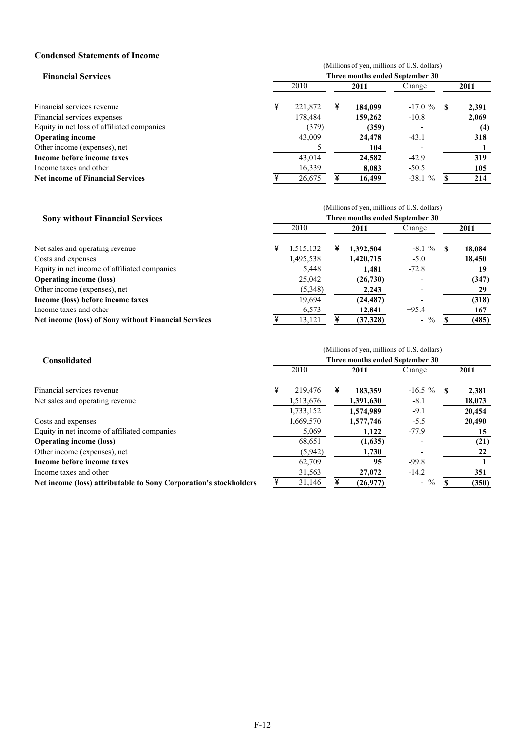## Condensed Statements of Income

### Financial Services

(Millions of yen, millions of U.S. dollars)

| | Three months ended September 30 | | | |
|---|---|---|---|---|
| | 2010 | 2011 | Change | 2011 |
| Financial services revenue | ¥ 221,872 | ¥ **184,099** | -17.0 % | $ **2,391** |
| Financial services expenses | 178,484 | **159,262** | -10.8 | **2,069** |
| Equity in net loss of affiliated companies | (379) | **(359)** | - | **(4)** |
| **Operating income** | 43,009 | **24,478** | -43.1 | **318** |
| Other income (expenses), net | 5 | **104** | - | **1** |
| **Income before income taxes** | 43,014 | **24,582** | -42.9 | **319** |
| Income taxes and other | 16,339 | **8,083** | -50.5 | **105** |
| **Net income of Financial Services** | ¥ 26,675 | ¥ **16,499** | -38.1 % | $ **214** |

### Sony without Financial Services

(Millions of yen, millions of U.S. dollars)

| | Three months ended September 30 | | | |
|---|---|---|---|---|
| | 2010 | 2011 | Change | 2011 |
| Net sales and operating revenue | ¥ 1,515,132 | ¥ **1,392,504** | -8.1 % | $ **18,084** |
| Costs and expenses | 1,495,538 | **1,420,715** | -5.0 | **18,450** |
| Equity in net income of affiliated companies | 5,448 | **1,481** | -72.8 | **19** |
| **Operating income (loss)** | 25,042 | **(26,730)** | - | **(347)** |
| Other income (expenses), net | (5,348) | **2,243** | - | **29** |
| **Income (loss) before income taxes** | 19,694 | **(24,487)** | - | **(318)** |
| Income taxes and other | 6,573 | **12,841** | +95.4 | **167** |
| **Net income (loss) of Sony without Financial Services** | ¥ 13,121 | ¥ **(37,328)** | - % | $ **(485)** |

### Consolidated

(Millions of yen, millions of U.S. dollars)

| | Three months ended September 30 | | | |
|---|---|---|---|---|
| | 2010 | 2011 | Change | 2011 |
| Financial services revenue | ¥ 219,476 | ¥ **183,359** | -16.5 % | $ **2,381** |
| Net sales and operating revenue | 1,513,676 | **1,391,630** | -8.1 | **18,073** |
| | 1,733,152 | **1,574,989** | -9.1 | **20,454** |
| Costs and expenses | 1,669,570 | **1,577,746** | -5.5 | **20,490** |
| Equity in net income of affiliated companies | 5,069 | **1,122** | -77.9 | **15** |
| **Operating income (loss)** | 68,651 | **(1,635)** | - | **(21)** |
| Other income (expenses), net | (5,942) | **1,730** | - | **22** |
| **Income before income taxes** | 62,709 | **95** | -99.8 | **1** |
| Income taxes and other | 31,563 | **27,072** | -14.2 | **351** |
| **Net income (loss) attributable to Sony Corporation's stockholders** | ¥ 31,146 | ¥ **(26,977)** | - % | $ **(350)** |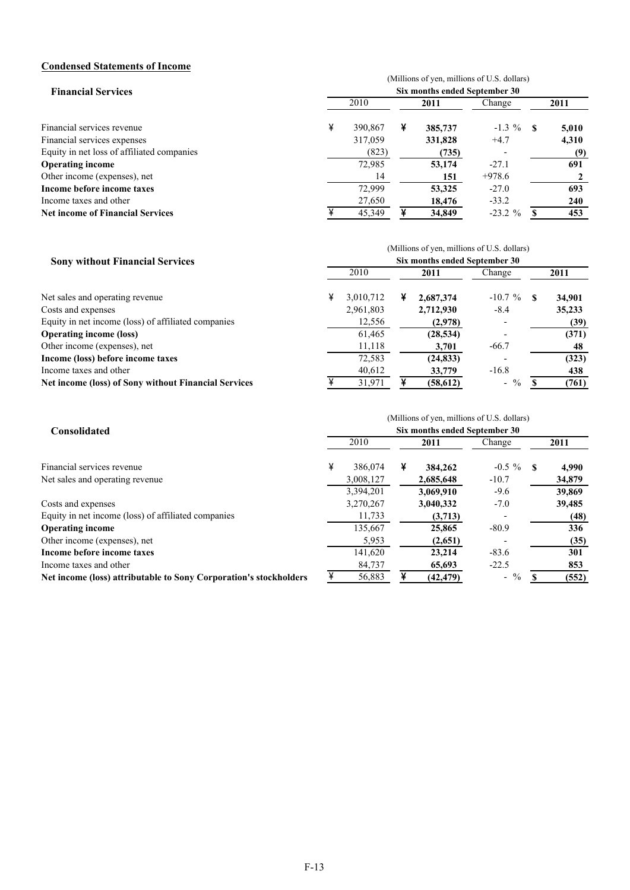**Condensed Statements of Income**

**Financial Services**

(Millions of yen, millions of U.S. dollars)

| | Six months ended September 30 | | | |
|---|---|---|---|---|
| | 2010 | **2011** | Change | **2011** |
| Financial services revenue | ¥ 390,867 | ¥ **385,737** | -1.3 % | $ **5,010** |
| Financial services expenses | 317,059 | **331,828** | +4.7 | **4,310** |
| Equity in net loss of affiliated companies | (823) | **(735)** | - | **(9)** |
| **Operating income** | 72,985 | **53,174** | -27.1 | **691** |
| Other income (expenses), net | 14 | **151** | +978.6 | **2** |
| **Income before income taxes** | 72,999 | **53,325** | -27.0 | **693** |
| Income taxes and other | 27,650 | **18,476** | -33.2 | **240** |
| **Net income of Financial Services** | ¥ 45,349 | ¥ **34,849** | -23.2 % | $ **453** |

**Sony without Financial Services**

(Millions of yen, millions of U.S. dollars)

| | Six months ended September 30 | | | |
|---|---|---|---|---|
| | 2010 | **2011** | Change | **2011** |
| Net sales and operating revenue | ¥ 3,010,712 | ¥ **2,687,374** | -10.7 % | $ **34,901** |
| Costs and expenses | 2,961,803 | **2,712,930** | -8.4 | **35,233** |
| Equity in net income (loss) of affiliated companies | 12,556 | **(2,978)** | - | **(39)** |
| **Operating income (loss)** | 61,465 | **(28,534)** | - | **(371)** |
| Other income (expenses), net | 11,118 | **3,701** | -66.7 | **48** |
| **Income (loss) before income taxes** | 72,583 | **(24,833)** | - | **(323)** |
| Income taxes and other | 40,612 | **33,779** | -16.8 | **438** |
| **Net income (loss) of Sony without Financial Services** | ¥ 31,971 | ¥ **(58,612)** | - % | $ **(761)** |

**Consolidated**

(Millions of yen, millions of U.S. dollars)

| | Six months ended September 30 | | | |
|---|---|---|---|---|
| | 2010 | **2011** | Change | **2011** |
| Financial services revenue | ¥ 386,074 | ¥ **384,262** | -0.5 % | $ **4,990** |
| Net sales and operating revenue | 3,008,127 | **2,685,648** | -10.7 | **34,879** |
| | 3,394,201 | **3,069,910** | -9.6 | **39,869** |
| Costs and expenses | 3,270,267 | **3,040,332** | -7.0 | **39,485** |
| Equity in net income (loss) of affiliated companies | 11,733 | **(3,713)** | - | **(48)** |
| **Operating income** | 135,667 | **25,865** | -80.9 | **336** |
| Other income (expenses), net | 5,953 | **(2,651)** | - | **(35)** |
| **Income before income taxes** | 141,620 | **23,214** | -83.6 | **301** |
| Income taxes and other | 84,737 | **65,693** | -22.5 | **853** |
| **Net income (loss) attributable to Sony Corporation's stockholders** | ¥ 56,883 | ¥ **(42,479)** | - % | $ **(552)** |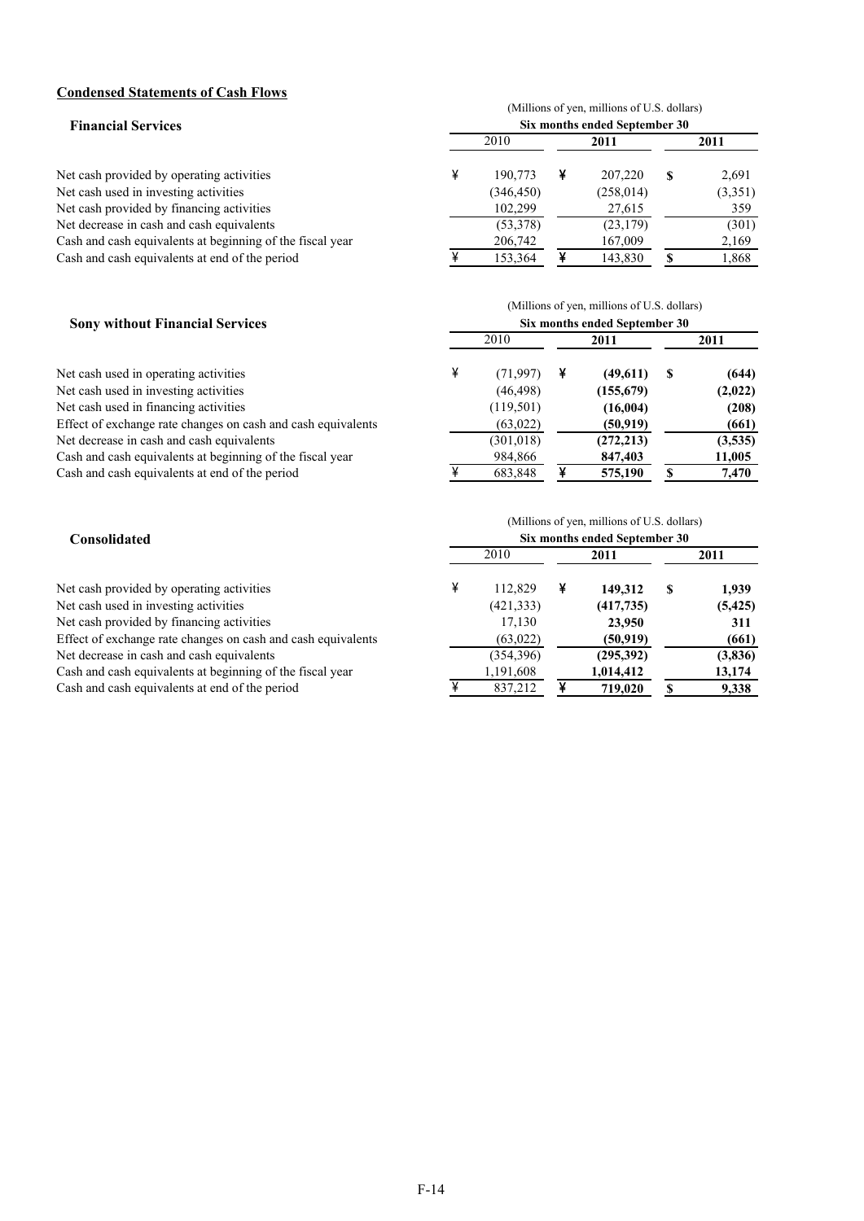## Condensed Statements of Cash Flows

### Financial Services

| | (Millions of yen, millions of U.S. dollars) | | |
|---|---|---|---|
| | Six months ended September 30 | | |
| | 2010 | 2011 | 2011 |
| Net cash provided by operating activities | ¥ 190,773 | ¥ 207,220 | $ 2,691 |
| Net cash used in investing activities | (346,450) | (258,014) | (3,351) |
| Net cash provided by financing activities | 102,299 | 27,615 | 359 |
| Net decrease in cash and cash equivalents | (53,378) | (23,179) | (301) |
| Cash and cash equivalents at beginning of the fiscal year | 206,742 | 167,009 | 2,169 |
| Cash and cash equivalents at end of the period | ¥ 153,364 | ¥ 143,830 | $ 1,868 |

### Sony without Financial Services

| | (Millions of yen, millions of U.S. dollars) | | |
|---|---|---|---|
| | Six months ended September 30 | | |
| | 2010 | 2011 | 2011 |
| Net cash used in operating activities | ¥ (71,997) | ¥ **(49,611)** | $ **(644)** |
| Net cash used in investing activities | (46,498) | **(155,679)** | **(2,022)** |
| Net cash used in financing activities | (119,501) | **(16,004)** | **(208)** |
| Effect of exchange rate changes on cash and cash equivalents | (63,022) | **(50,919)** | **(661)** |
| Net decrease in cash and cash equivalents | (301,018) | **(272,213)** | **(3,535)** |
| Cash and cash equivalents at beginning of the fiscal year | 984,866 | **847,403** | **11,005** |
| Cash and cash equivalents at end of the period | ¥ 683,848 | ¥ **575,190** | $ **7,470** |

### Consolidated

| | (Millions of yen, millions of U.S. dollars) | | |
|---|---|---|---|
| | Six months ended September 30 | | |
| | 2010 | 2011 | 2011 |
| Net cash provided by operating activities | ¥ 112,829 | ¥ **149,312** | $ **1,939** |
| Net cash used in investing activities | (421,333) | **(417,735)** | **(5,425)** |
| Net cash provided by financing activities | 17,130 | **23,950** | **311** |
| Effect of exchange rate changes on cash and cash equivalents | (63,022) | **(50,919)** | **(661)** |
| Net decrease in cash and cash equivalents | (354,396) | **(295,392)** | **(3,836)** |
| Cash and cash equivalents at beginning of the fiscal year | 1,191,608 | **1,014,412** | **13,174** |
| Cash and cash equivalents at end of the period | ¥ 837,212 | ¥ **719,020** | $ **9,338** |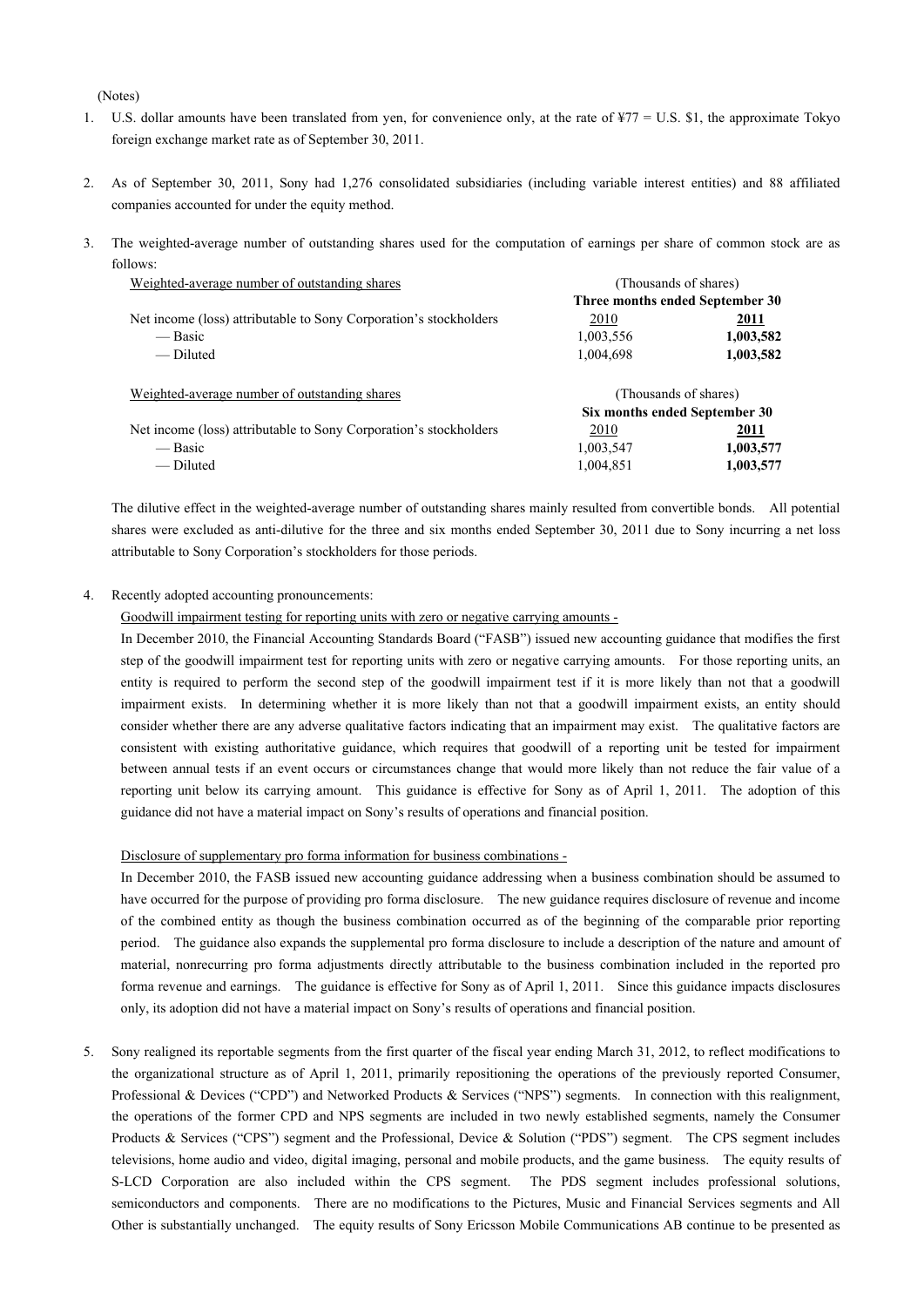(Notes)

1. U.S. dollar amounts have been translated from yen, for convenience only, at the rate of ¥77 = U.S. $1, the approximate Tokyo foreign exchange market rate as of September 30, 2011.

2. As of September 30, 2011, Sony had 1,276 consolidated subsidiaries (including variable interest entities) and 88 affiliated companies accounted for under the equity method.

3. The weighted-average number of outstanding shares used for the computation of earnings per share of common stock are as follows:

| Weighted-average number of outstanding shares | (Thousands of shares) | |
|---|---|---|
| | Three months ended September 30 | |
| Net income (loss) attributable to Sony Corporation's stockholders | 2010 | **2011** |
| — Basic | 1,003,556 | **1,003,582** |
| — Diluted | 1,004,698 | **1,003,582** |

| Weighted-average number of outstanding shares | (Thousands of shares) | |
|---|---|---|
| | Six months ended September 30 | |
| Net income (loss) attributable to Sony Corporation's stockholders | 2010 | **2011** |
| — Basic | 1,003,547 | **1,003,577** |
| — Diluted | 1,004,851 | **1,003,577** |

The dilutive effect in the weighted-average number of outstanding shares mainly resulted from convertible bonds. All potential shares were excluded as anti-dilutive for the three and six months ended September 30, 2011 due to Sony incurring a net loss attributable to Sony Corporation's stockholders for those periods.

4. Recently adopted accounting pronouncements:

Goodwill impairment testing for reporting units with zero or negative carrying amounts -

In December 2010, the Financial Accounting Standards Board ("FASB") issued new accounting guidance that modifies the first step of the goodwill impairment test for reporting units with zero or negative carrying amounts. For those reporting units, an entity is required to perform the second step of the goodwill impairment test if it is more likely than not that a goodwill impairment exists. In determining whether it is more likely than not that a goodwill impairment exists, an entity should consider whether there are any adverse qualitative factors indicating that an impairment may exist. The qualitative factors are consistent with existing authoritative guidance, which requires that goodwill of a reporting unit be tested for impairment between annual tests if an event occurs or circumstances change that would more likely than not reduce the fair value of a reporting unit below its carrying amount. This guidance is effective for Sony as of April 1, 2011. The adoption of this guidance did not have a material impact on Sony's results of operations and financial position.

Disclosure of supplementary pro forma information for business combinations -

In December 2010, the FASB issued new accounting guidance addressing when a business combination should be assumed to have occurred for the purpose of providing pro forma disclosure. The new guidance requires disclosure of revenue and income of the combined entity as though the business combination occurred as of the beginning of the comparable prior reporting period. The guidance also expands the supplemental pro forma disclosure to include a description of the nature and amount of material, nonrecurring pro forma adjustments directly attributable to the business combination included in the reported pro forma revenue and earnings. The guidance is effective for Sony as of April 1, 2011. Since this guidance impacts disclosures only, its adoption did not have a material impact on Sony's results of operations and financial position.

5. Sony realigned its reportable segments from the first quarter of the fiscal year ending March 31, 2012, to reflect modifications to the organizational structure as of April 1, 2011, primarily repositioning the operations of the previously reported Consumer, Professional & Devices ("CPD") and Networked Products & Services ("NPS") segments. In connection with this realignment, the operations of the former CPD and NPS segments are included in two newly established segments, namely the Consumer Products & Services ("CPS") segment and the Professional, Device & Solution ("PDS") segment. The CPS segment includes televisions, home audio and video, digital imaging, personal and mobile products, and the game business. The equity results of S-LCD Corporation are also included within the CPS segment. The PDS segment includes professional solutions, semiconductors and components. There are no modifications to the Pictures, Music and Financial Services segments and All Other is substantially unchanged. The equity results of Sony Ericsson Mobile Communications AB continue to be presented as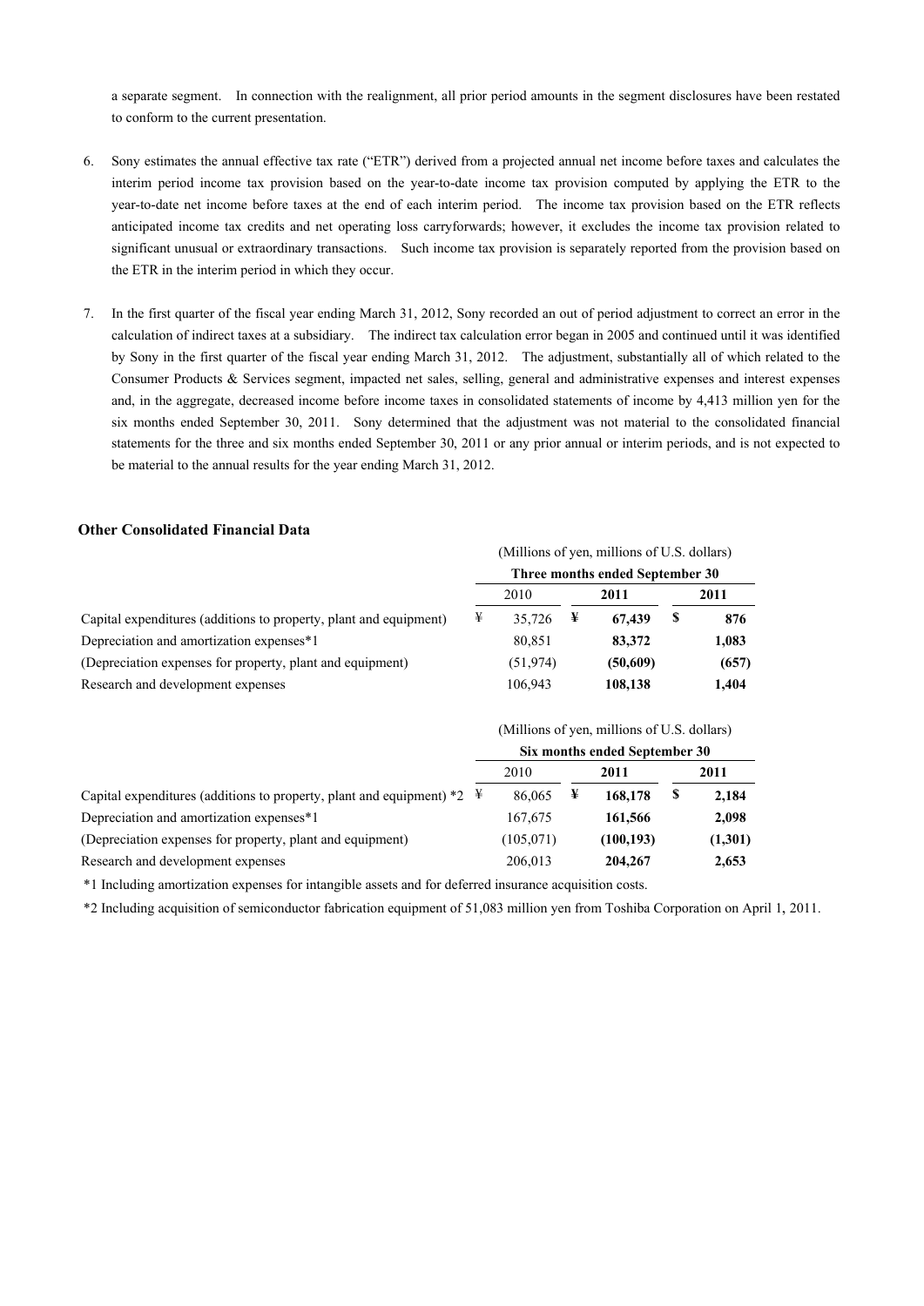a separate segment. In connection with the realignment, all prior period amounts in the segment disclosures have been restated to conform to the current presentation.

6. Sony estimates the annual effective tax rate ("ETR") derived from a projected annual net income before taxes and calculates the interim period income tax provision based on the year-to-date income tax provision computed by applying the ETR to the year-to-date net income before taxes at the end of each interim period. The income tax provision based on the ETR reflects anticipated income tax credits and net operating loss carryforwards; however, it excludes the income tax provision related to significant unusual or extraordinary transactions. Such income tax provision is separately reported from the provision based on the ETR in the interim period in which they occur.

7. In the first quarter of the fiscal year ending March 31, 2012, Sony recorded an out of period adjustment to correct an error in the calculation of indirect taxes at a subsidiary. The indirect tax calculation error began in 2005 and continued until it was identified by Sony in the first quarter of the fiscal year ending March 31, 2012. The adjustment, substantially all of which related to the Consumer Products & Services segment, impacted net sales, selling, general and administrative expenses and interest expenses and, in the aggregate, decreased income before income taxes in consolidated statements of income by 4,413 million yen for the six months ended September 30, 2011. Sony determined that the adjustment was not material to the consolidated financial statements for the three and six months ended September 30, 2011 or any prior annual or interim periods, and is not expected to be material to the annual results for the year ending March 31, 2012.

**Other Consolidated Financial Data**

| | (Millions of yen, millions of U.S. dollars) | | |
|---|---|---|---|
| | Three months ended September 30 | | |
| | 2010 | **2011** | **2011** |
| Capital expenditures (additions to property, plant and equipment) | ¥ 35,726 | ¥ **67,439** | $ **876** |
| Depreciation and amortization expenses*1 | 80,851 | **83,372** | **1,083** |
| (Depreciation expenses for property, plant and equipment) | (51,974) | **(50,609)** | **(657)** |
| Research and development expenses | 106,943 | **108,138** | **1,404** |

| | (Millions of yen, millions of U.S. dollars) | | |
|---|---|---|---|
| | Six months ended September 30 | | |
| | 2010 | **2011** | **2011** |
| Capital expenditures (additions to property, plant and equipment) *2 | ¥ 86,065 | ¥ **168,178** | $ **2,184** |
| Depreciation and amortization expenses*1 | 167,675 | **161,566** | **2,098** |
| (Depreciation expenses for property, plant and equipment) | (105,071) | **(100,193)** | **(1,301)** |
| Research and development expenses | 206,013 | **204,267** | **2,653** |

*1 Including amortization expenses for intangible assets and for deferred insurance acquisition costs.

*2 Including acquisition of semiconductor fabrication equipment of 51,083 million yen from Toshiba Corporation on April 1, 2011.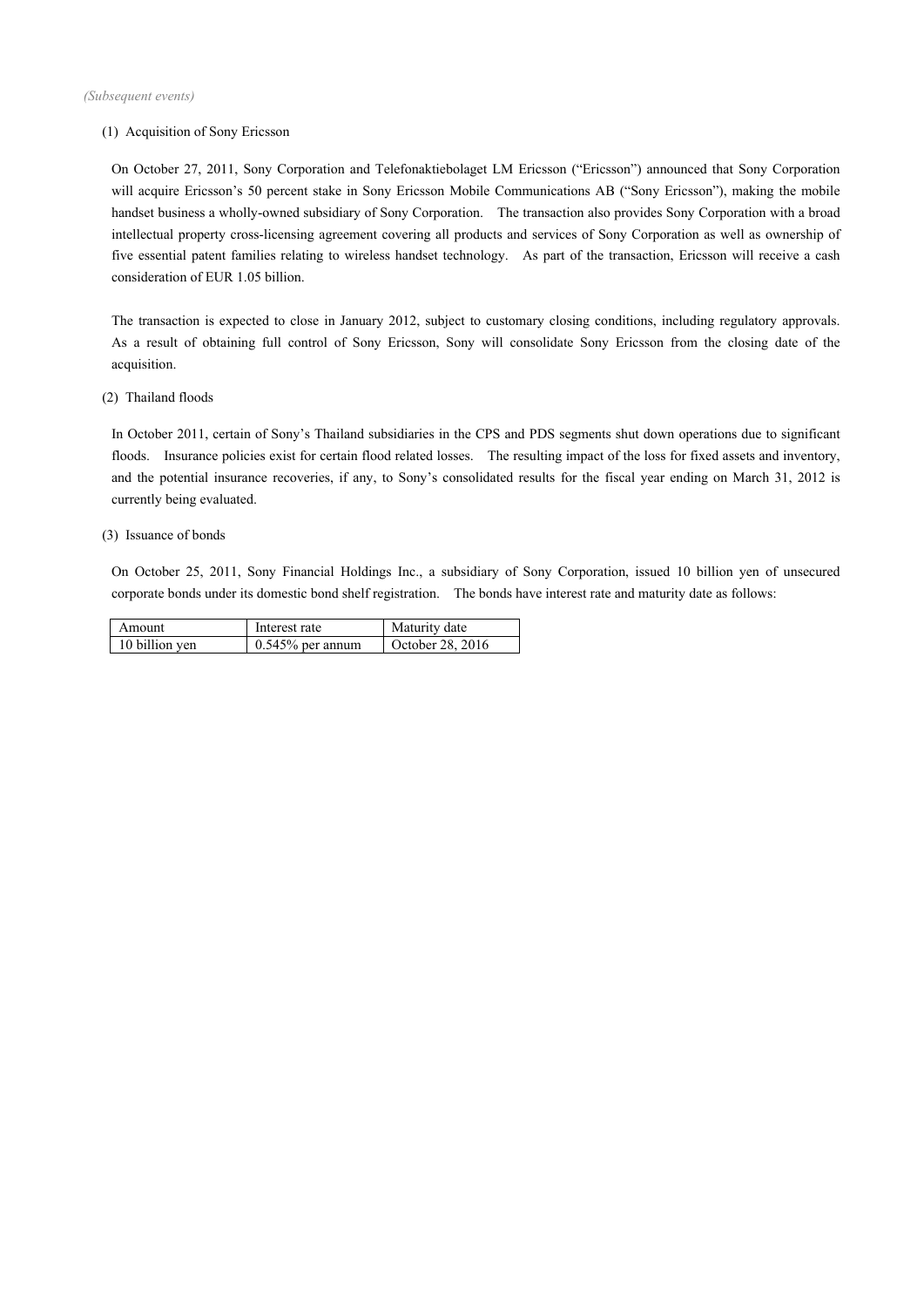*(Subsequent events)*

(1) Acquisition of Sony Ericsson

On October 27, 2011, Sony Corporation and Telefonaktiebolaget LM Ericsson ("Ericsson") announced that Sony Corporation will acquire Ericsson's 50 percent stake in Sony Ericsson Mobile Communications AB ("Sony Ericsson"), making the mobile handset business a wholly-owned subsidiary of Sony Corporation. The transaction also provides Sony Corporation with a broad intellectual property cross-licensing agreement covering all products and services of Sony Corporation as well as ownership of five essential patent families relating to wireless handset technology. As part of the transaction, Ericsson will receive a cash consideration of EUR 1.05 billion.

The transaction is expected to close in January 2012, subject to customary closing conditions, including regulatory approvals. As a result of obtaining full control of Sony Ericsson, Sony will consolidate Sony Ericsson from the closing date of the acquisition.

(2) Thailand floods

In October 2011, certain of Sony's Thailand subsidiaries in the CPS and PDS segments shut down operations due to significant floods. Insurance policies exist for certain flood related losses. The resulting impact of the loss for fixed assets and inventory, and the potential insurance recoveries, if any, to Sony's consolidated results for the fiscal year ending on March 31, 2012 is currently being evaluated.

(3) Issuance of bonds

On October 25, 2011, Sony Financial Holdings Inc., a subsidiary of Sony Corporation, issued 10 billion yen of unsecured corporate bonds under its domestic bond shelf registration. The bonds have interest rate and maturity date as follows:

| Amount | Interest rate | Maturity date |
|---|---|---|
| 10 billion yen | 0.545% per annum | October 28, 2016 |